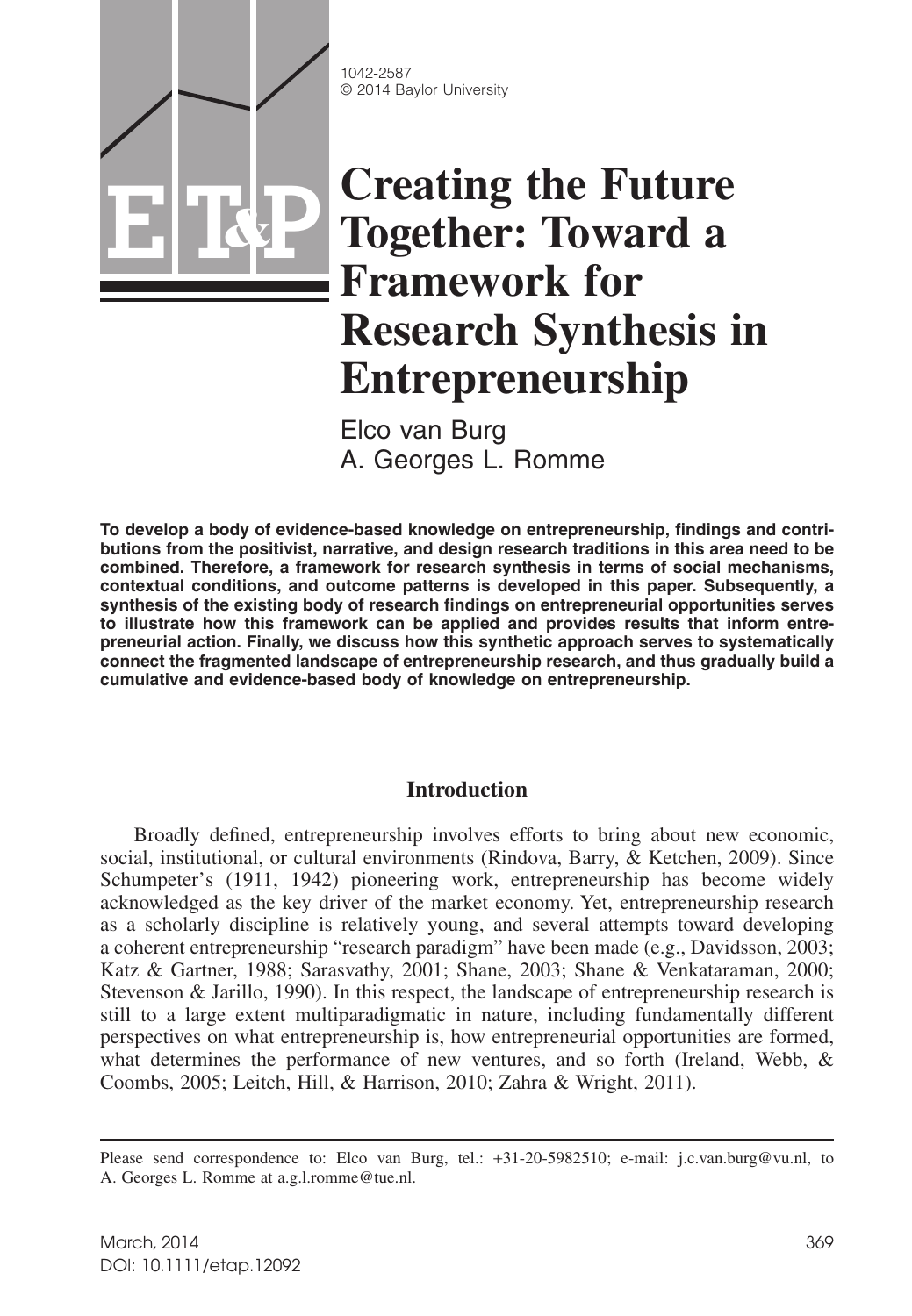# Creating the Future Together: Toward a Framework for Research Synthesis in Entrepreneurship

Elco van Burg
A. Georges L. Romme

**To develop a body of evidence-based knowledge on entrepreneurship, findings and contributions from the positivist, narrative, and design research traditions in this area need to be combined. Therefore, a framework for research synthesis in terms of social mechanisms, contextual conditions, and outcome patterns is developed in this paper. Subsequently, a synthesis of the existing body of research findings on entrepreneurial opportunities serves to illustrate how this framework can be applied and provides results that inform entrepreneurial action. Finally, we discuss how this synthetic approach serves to systematically connect the fragmented landscape of entrepreneurship research, and thus gradually build a cumulative and evidence-based body of knowledge on entrepreneurship.**

## Introduction

Broadly defined, entrepreneurship involves efforts to bring about new economic, social, institutional, or cultural environments (Rindova, Barry, & Ketchen, 2009). Since Schumpeter's (1911, 1942) pioneering work, entrepreneurship has become widely acknowledged as the key driver of the market economy. Yet, entrepreneurship research as a scholarly discipline is relatively young, and several attempts toward developing a coherent entrepreneurship "research paradigm" have been made (e.g., Davidsson, 2003; Katz & Gartner, 1988; Sarasvathy, 2001; Shane, 2003; Shane & Venkataraman, 2000; Stevenson & Jarillo, 1990). In this respect, the landscape of entrepreneurship research is still to a large extent multiparadigmatic in nature, including fundamentally different perspectives on what entrepreneurship is, how entrepreneurial opportunities are formed, what determines the performance of new ventures, and so forth (Ireland, Webb, & Coombs, 2005; Leitch, Hill, & Harrison, 2010; Zahra & Wright, 2011).

Please send correspondence to: Elco van Burg, tel.: +31-20-5982510; e-mail: j.c.van.burg@vu.nl, to A. Georges L. Romme at a.g.l.romme@tue.nl.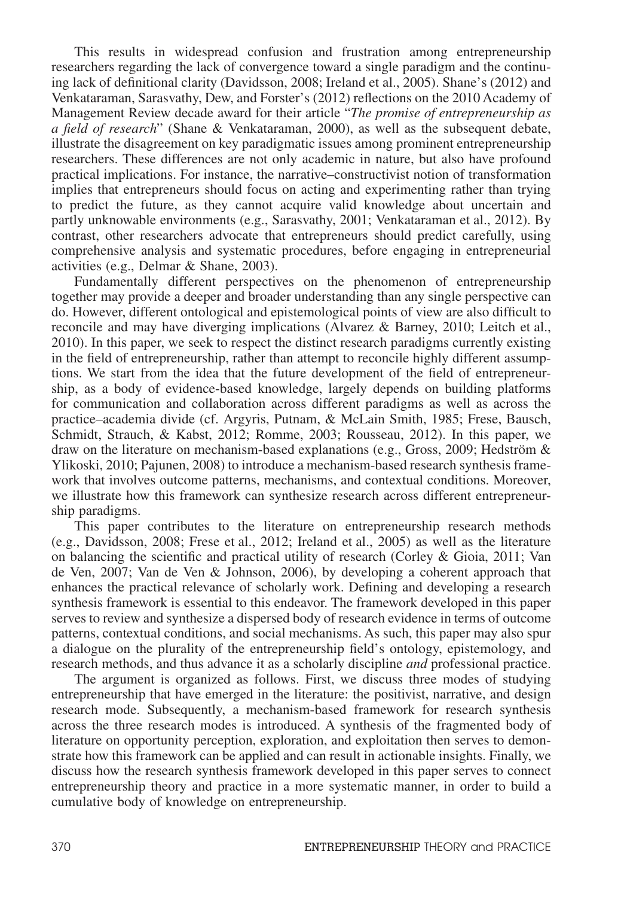This results in widespread confusion and frustration among entrepreneurship researchers regarding the lack of convergence toward a single paradigm and the continuing lack of definitional clarity (Davidsson, 2008; Ireland et al., 2005). Shane's (2012) and Venkataraman, Sarasvathy, Dew, and Forster's (2012) reflections on the 2010 Academy of Management Review decade award for their article "*The promise of entrepreneurship as a field of research*" (Shane & Venkataraman, 2000), as well as the subsequent debate, illustrate the disagreement on key paradigmatic issues among prominent entrepreneurship researchers. These differences are not only academic in nature, but also have profound practical implications. For instance, the narrative–constructivist notion of transformation implies that entrepreneurs should focus on acting and experimenting rather than trying to predict the future, as they cannot acquire valid knowledge about uncertain and partly unknowable environments (e.g., Sarasvathy, 2001; Venkataraman et al., 2012). By contrast, other researchers advocate that entrepreneurs should predict carefully, using comprehensive analysis and systematic procedures, before engaging in entrepreneurial activities (e.g., Delmar & Shane, 2003).

Fundamentally different perspectives on the phenomenon of entrepreneurship together may provide a deeper and broader understanding than any single perspective can do. However, different ontological and epistemological points of view are also difficult to reconcile and may have diverging implications (Alvarez & Barney, 2010; Leitch et al., 2010). In this paper, we seek to respect the distinct research paradigms currently existing in the field of entrepreneurship, rather than attempt to reconcile highly different assumptions. We start from the idea that the future development of the field of entrepreneurship, as a body of evidence-based knowledge, largely depends on building platforms for communication and collaboration across different paradigms as well as across the practice–academia divide (cf. Argyris, Putnam, & McLain Smith, 1985; Frese, Bausch, Schmidt, Strauch, & Kabst, 2012; Romme, 2003; Rousseau, 2012). In this paper, we draw on the literature on mechanism-based explanations (e.g., Gross, 2009; Hedström & Ylikoski, 2010; Pajunen, 2008) to introduce a mechanism-based research synthesis framework that involves outcome patterns, mechanisms, and contextual conditions. Moreover, we illustrate how this framework can synthesize research across different entrepreneurship paradigms.

This paper contributes to the literature on entrepreneurship research methods (e.g., Davidsson, 2008; Frese et al., 2012; Ireland et al., 2005) as well as the literature on balancing the scientific and practical utility of research (Corley & Gioia, 2011; Van de Ven, 2007; Van de Ven & Johnson, 2006), by developing a coherent approach that enhances the practical relevance of scholarly work. Defining and developing a research synthesis framework is essential to this endeavor. The framework developed in this paper serves to review and synthesize a dispersed body of research evidence in terms of outcome patterns, contextual conditions, and social mechanisms. As such, this paper may also spur a dialogue on the plurality of the entrepreneurship field's ontology, epistemology, and research methods, and thus advance it as a scholarly discipline *and* professional practice.

The argument is organized as follows. First, we discuss three modes of studying entrepreneurship that have emerged in the literature: the positivist, narrative, and design research mode. Subsequently, a mechanism-based framework for research synthesis across the three research modes is introduced. A synthesis of the fragmented body of literature on opportunity perception, exploration, and exploitation then serves to demonstrate how this framework can be applied and can result in actionable insights. Finally, we discuss how the research synthesis framework developed in this paper serves to connect entrepreneurship theory and practice in a more systematic manner, in order to build a cumulative body of knowledge on entrepreneurship.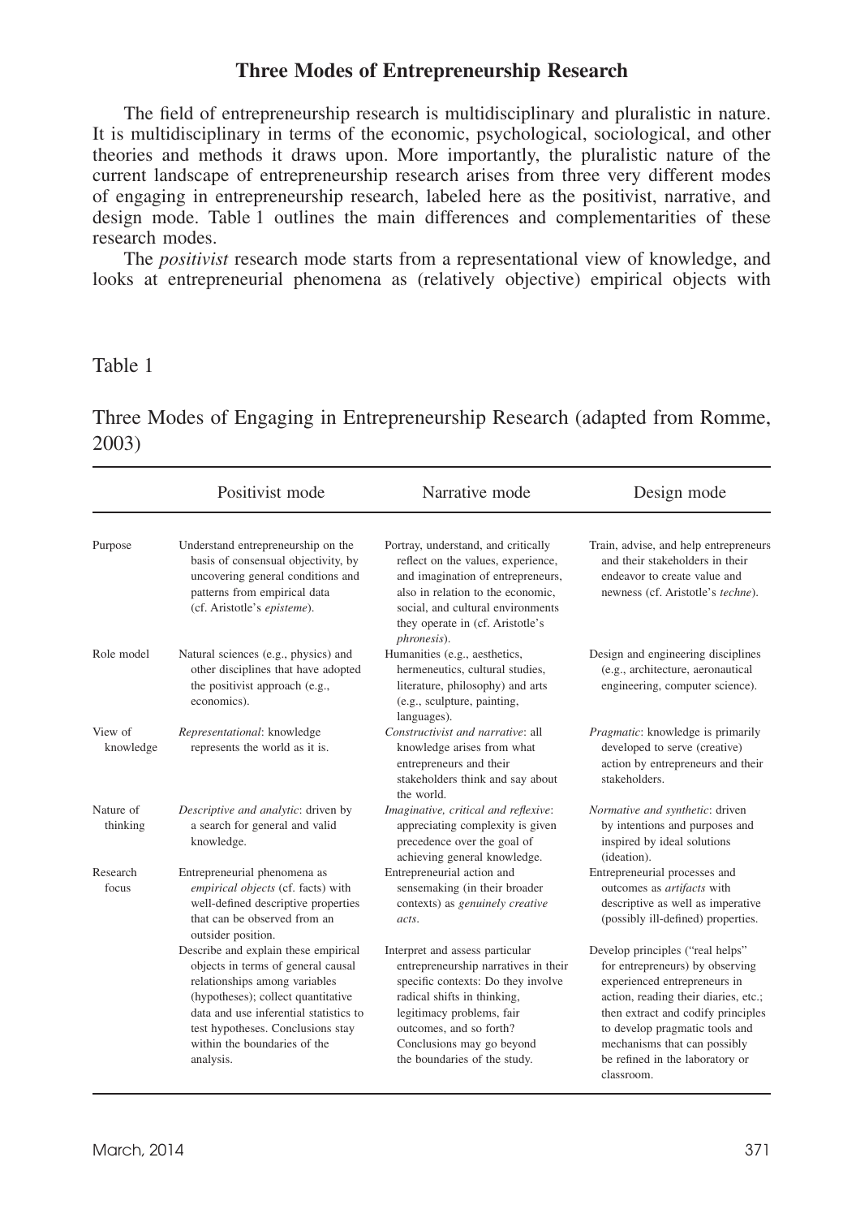## Three Modes of Entrepreneurship Research

The field of entrepreneurship research is multidisciplinary and pluralistic in nature. It is multidisciplinary in terms of the economic, psychological, sociological, and other theories and methods it draws upon. More importantly, the pluralistic nature of the current landscape of entrepreneurship research arises from three very different modes of engaging in entrepreneurship research, labeled here as the positivist, narrative, and design mode. Table 1 outlines the main differences and complementarities of these research modes.

The *positivist* research mode starts from a representational view of knowledge, and looks at entrepreneurial phenomena as (relatively objective) empirical objects with

Table 1

Three Modes of Engaging in Entrepreneurship Research (adapted from Romme, 2003)

| | Positivist mode | Narrative mode | Design mode |
|---|---|---|---|
| Purpose | Understand entrepreneurship on the basis of consensual objectivity, by uncovering general conditions and patterns from empirical data (cf. Aristotle's *episteme*). | Portray, understand, and critically reflect on the values, experience, and imagination of entrepreneurs, also in relation to the economic, social, and cultural environments they operate in (cf. Aristotle's *phronesis*). | Train, advise, and help entrepreneurs and their stakeholders in their endeavor to create value and newness (cf. Aristotle's *techne*). |
| Role model | Natural sciences (e.g., physics) and other disciplines that have adopted the positivist approach (e.g., economics). | Humanities (e.g., aesthetics, hermeneutics, cultural studies, literature, philosophy) and arts (e.g., sculpture, painting, languages). | Design and engineering disciplines (e.g., architecture, aeronautical engineering, computer science). |
| View of knowledge | *Representational*: knowledge represents the world as it is. | *Constructivist and narrative*: all knowledge arises from what entrepreneurs and their stakeholders think and say about the world. | *Pragmatic*: knowledge is primarily developed to serve (creative) action by entrepreneurs and their stakeholders. |
| Nature of thinking | *Descriptive and analytic*: driven by a search for general and valid knowledge. | *Imaginative, critical and reflexive*: appreciating complexity is given precedence over the goal of achieving general knowledge. | *Normative and synthetic*: driven by intentions and purposes and inspired by ideal solutions (ideation). |
| Research focus | Entrepreneurial phenomena as *empirical objects* (cf. facts) with well-defined descriptive properties that can be observed from an outsider position. | Entrepreneurial action and sensemaking (in their broader contexts) as *genuinely creative acts*. | Entrepreneurial processes and outcomes as *artifacts* with descriptive as well as imperative (possibly ill-defined) properties. |
| | Describe and explain these empirical objects in terms of general causal relationships among variables (hypotheses); collect quantitative data and use inferential statistics to test hypotheses. Conclusions stay within the boundaries of the analysis. | Interpret and assess particular entrepreneurship narratives in their specific contexts: Do they involve radical shifts in thinking, legitimacy problems, fair outcomes, and so forth? Conclusions may go beyond the boundaries of the study. | Develop principles ("real helps" for entrepreneurs) by observing experienced entrepreneurs in action, reading their diaries, etc.; then extract and codify principles to develop pragmatic tools and mechanisms that can possibly be refined in the laboratory or classroom. |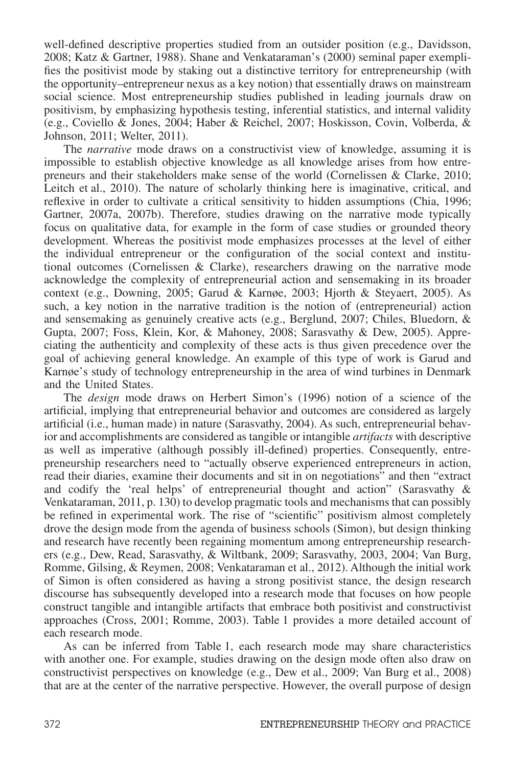well-defined descriptive properties studied from an outsider position (e.g., Davidsson, 2008; Katz & Gartner, 1988). Shane and Venkataraman's (2000) seminal paper exemplifies the positivist mode by staking out a distinctive territory for entrepreneurship (with the opportunity–entrepreneur nexus as a key notion) that essentially draws on mainstream social science. Most entrepreneurship studies published in leading journals draw on positivism, by emphasizing hypothesis testing, inferential statistics, and internal validity (e.g., Coviello & Jones, 2004; Haber & Reichel, 2007; Hoskisson, Covin, Volberda, & Johnson, 2011; Welter, 2011).

The *narrative* mode draws on a constructivist view of knowledge, assuming it is impossible to establish objective knowledge as all knowledge arises from how entrepreneurs and their stakeholders make sense of the world (Cornelissen & Clarke, 2010; Leitch et al., 2010). The nature of scholarly thinking here is imaginative, critical, and reflexive in order to cultivate a critical sensitivity to hidden assumptions (Chia, 1996; Gartner, 2007a, 2007b). Therefore, studies drawing on the narrative mode typically focus on qualitative data, for example in the form of case studies or grounded theory development. Whereas the positivist mode emphasizes processes at the level of either the individual entrepreneur or the configuration of the social context and institutional outcomes (Cornelissen & Clarke), researchers drawing on the narrative mode acknowledge the complexity of entrepreneurial action and sensemaking in its broader context (e.g., Downing, 2005; Garud & Karnøe, 2003; Hjorth & Steyaert, 2005). As such, a key notion in the narrative tradition is the notion of (entrepreneurial) action and sensemaking as genuinely creative acts (e.g., Berglund, 2007; Chiles, Bluedorn, & Gupta, 2007; Foss, Klein, Kor, & Mahoney, 2008; Sarasvathy & Dew, 2005). Appreciating the authenticity and complexity of these acts is thus given precedence over the goal of achieving general knowledge. An example of this type of work is Garud and Karnøe's study of technology entrepreneurship in the area of wind turbines in Denmark and the United States.

The *design* mode draws on Herbert Simon's (1996) notion of a science of the artificial, implying that entrepreneurial behavior and outcomes are considered as largely artificial (i.e., human made) in nature (Sarasvathy, 2004). As such, entrepreneurial behavior and accomplishments are considered as tangible or intangible *artifacts* with descriptive as well as imperative (although possibly ill-defined) properties. Consequently, entrepreneurship researchers need to "actually observe experienced entrepreneurs in action, read their diaries, examine their documents and sit in on negotiations" and then "extract and codify the 'real helps' of entrepreneurial thought and action" (Sarasvathy & Venkataraman, 2011, p. 130) to develop pragmatic tools and mechanisms that can possibly be refined in experimental work. The rise of "scientific" positivism almost completely drove the design mode from the agenda of business schools (Simon), but design thinking and research have recently been regaining momentum among entrepreneurship researchers (e.g., Dew, Read, Sarasvathy, & Wiltbank, 2009; Sarasvathy, 2003, 2004; Van Burg, Romme, Gilsing, & Reymen, 2008; Venkataraman et al., 2012). Although the initial work of Simon is often considered as having a strong positivist stance, the design research discourse has subsequently developed into a research mode that focuses on how people construct tangible and intangible artifacts that embrace both positivist and constructivist approaches (Cross, 2001; Romme, 2003). Table 1 provides a more detailed account of each research mode.

As can be inferred from Table 1, each research mode may share characteristics with another one. For example, studies drawing on the design mode often also draw on constructivist perspectives on knowledge (e.g., Dew et al., 2009; Van Burg et al., 2008) that are at the center of the narrative perspective. However, the overall purpose of design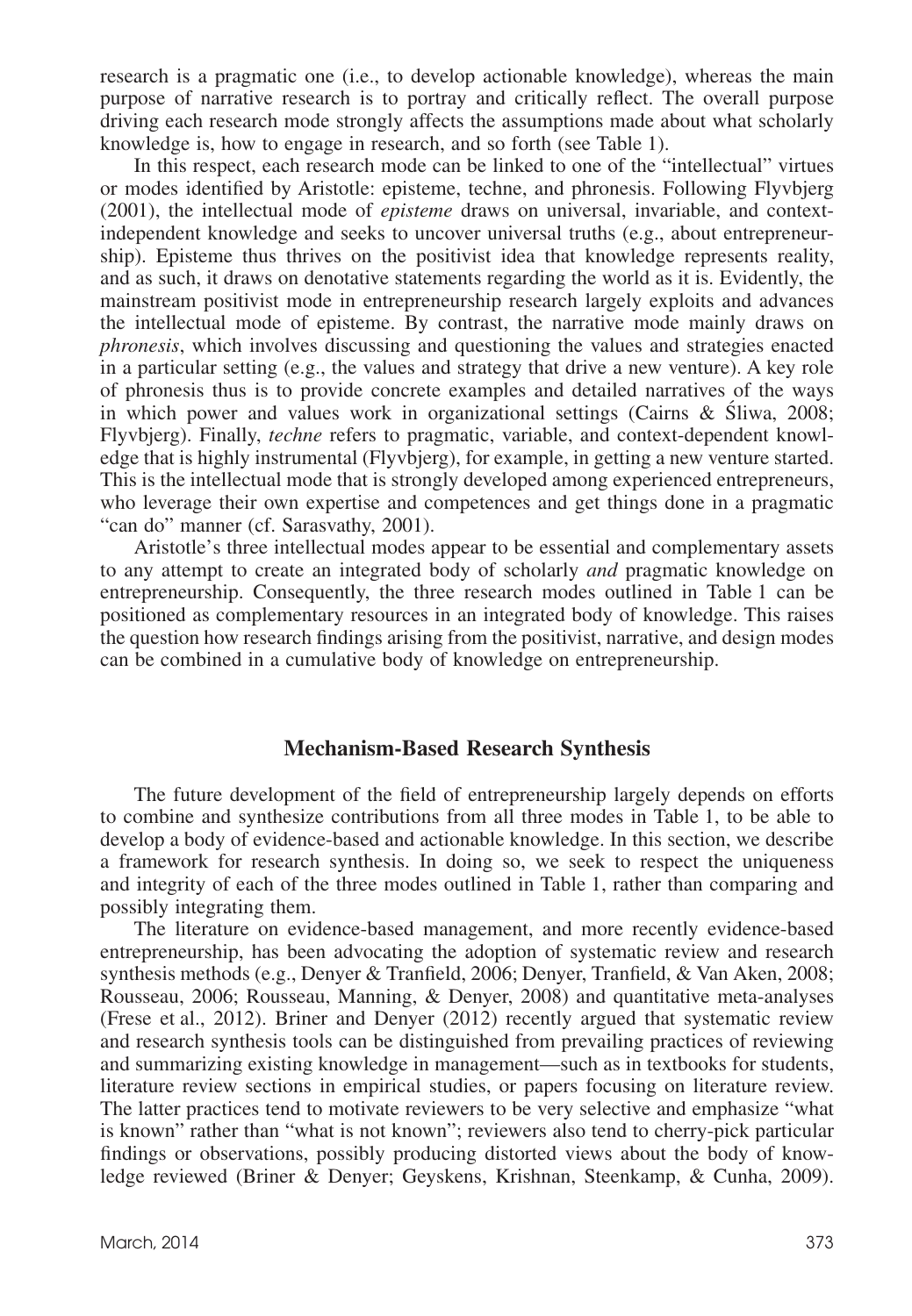research is a pragmatic one (i.e., to develop actionable knowledge), whereas the main purpose of narrative research is to portray and critically reflect. The overall purpose driving each research mode strongly affects the assumptions made about what scholarly knowledge is, how to engage in research, and so forth (see Table 1).

In this respect, each research mode can be linked to one of the "intellectual" virtues or modes identified by Aristotle: episteme, techne, and phronesis. Following Flyvbjerg (2001), the intellectual mode of *episteme* draws on universal, invariable, and context-independent knowledge and seeks to uncover universal truths (e.g., about entrepreneurship). Episteme thus thrives on the positivist idea that knowledge represents reality, and as such, it draws on denotative statements regarding the world as it is. Evidently, the mainstream positivist mode in entrepreneurship research largely exploits and advances the intellectual mode of episteme. By contrast, the narrative mode mainly draws on *phronesis*, which involves discussing and questioning the values and strategies enacted in a particular setting (e.g., the values and strategy that drive a new venture). A key role of phronesis thus is to provide concrete examples and detailed narratives of the ways in which power and values work in organizational settings (Cairns & Śliwa, 2008; Flyvbjerg). Finally, *techne* refers to pragmatic, variable, and context-dependent knowledge that is highly instrumental (Flyvbjerg), for example, in getting a new venture started. This is the intellectual mode that is strongly developed among experienced entrepreneurs, who leverage their own expertise and competences and get things done in a pragmatic "can do" manner (cf. Sarasvathy, 2001).

Aristotle's three intellectual modes appear to be essential and complementary assets to any attempt to create an integrated body of scholarly *and* pragmatic knowledge on entrepreneurship. Consequently, the three research modes outlined in Table 1 can be positioned as complementary resources in an integrated body of knowledge. This raises the question how research findings arising from the positivist, narrative, and design modes can be combined in a cumulative body of knowledge on entrepreneurship.

## Mechanism-Based Research Synthesis

The future development of the field of entrepreneurship largely depends on efforts to combine and synthesize contributions from all three modes in Table 1, to be able to develop a body of evidence-based and actionable knowledge. In this section, we describe a framework for research synthesis. In doing so, we seek to respect the uniqueness and integrity of each of the three modes outlined in Table 1, rather than comparing and possibly integrating them.

The literature on evidence-based management, and more recently evidence-based entrepreneurship, has been advocating the adoption of systematic review and research synthesis methods (e.g., Denyer & Tranfield, 2006; Denyer, Tranfield, & Van Aken, 2008; Rousseau, 2006; Rousseau, Manning, & Denyer, 2008) and quantitative meta-analyses (Frese et al., 2012). Briner and Denyer (2012) recently argued that systematic review and research synthesis tools can be distinguished from prevailing practices of reviewing and summarizing existing knowledge in management—such as in textbooks for students, literature review sections in empirical studies, or papers focusing on literature review. The latter practices tend to motivate reviewers to be very selective and emphasize "what is known" rather than "what is not known"; reviewers also tend to cherry-pick particular findings or observations, possibly producing distorted views about the body of knowledge reviewed (Briner & Denyer; Geyskens, Krishnan, Steenkamp, & Cunha, 2009).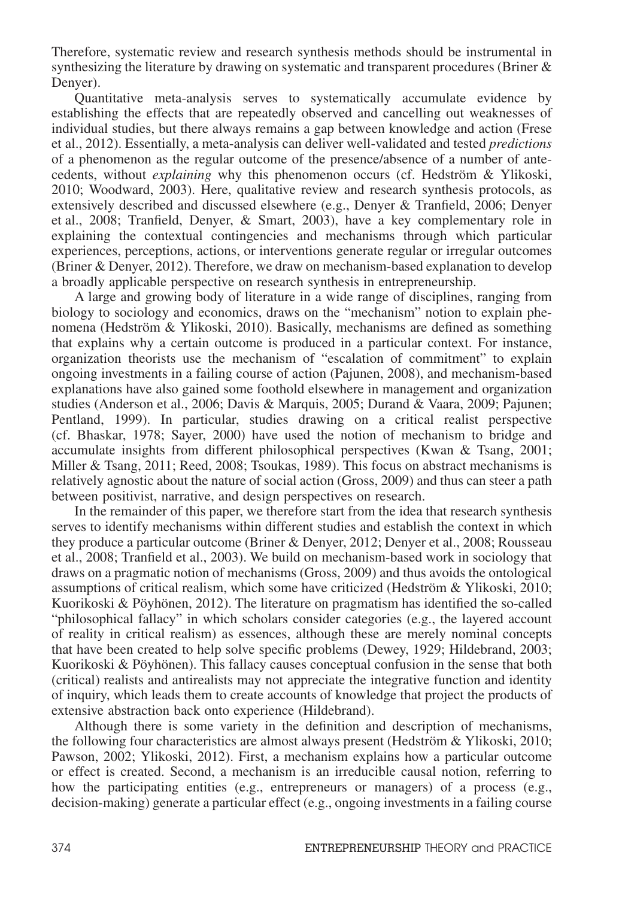Therefore, systematic review and research synthesis methods should be instrumental in synthesizing the literature by drawing on systematic and transparent procedures (Briner & Denyer).

Quantitative meta-analysis serves to systematically accumulate evidence by establishing the effects that are repeatedly observed and cancelling out weaknesses of individual studies, but there always remains a gap between knowledge and action (Frese et al., 2012). Essentially, a meta-analysis can deliver well-validated and tested *predictions* of a phenomenon as the regular outcome of the presence/absence of a number of antecedents, without *explaining* why this phenomenon occurs (cf. Hedström & Ylikoski, 2010; Woodward, 2003). Here, qualitative review and research synthesis protocols, as extensively described and discussed elsewhere (e.g., Denyer & Tranfield, 2006; Denyer et al., 2008; Tranfield, Denyer, & Smart, 2003), have a key complementary role in explaining the contextual contingencies and mechanisms through which particular experiences, perceptions, actions, or interventions generate regular or irregular outcomes (Briner & Denyer, 2012). Therefore, we draw on mechanism-based explanation to develop a broadly applicable perspective on research synthesis in entrepreneurship.

A large and growing body of literature in a wide range of disciplines, ranging from biology to sociology and economics, draws on the "mechanism" notion to explain phenomena (Hedström & Ylikoski, 2010). Basically, mechanisms are defined as something that explains why a certain outcome is produced in a particular context. For instance, organization theorists use the mechanism of "escalation of commitment" to explain ongoing investments in a failing course of action (Pajunen, 2008), and mechanism-based explanations have also gained some foothold elsewhere in management and organization studies (Anderson et al., 2006; Davis & Marquis, 2005; Durand & Vaara, 2009; Pajunen; Pentland, 1999). In particular, studies drawing on a critical realist perspective (cf. Bhaskar, 1978; Sayer, 2000) have used the notion of mechanism to bridge and accumulate insights from different philosophical perspectives (Kwan & Tsang, 2001; Miller & Tsang, 2011; Reed, 2008; Tsoukas, 1989). This focus on abstract mechanisms is relatively agnostic about the nature of social action (Gross, 2009) and thus can steer a path between positivist, narrative, and design perspectives on research.

In the remainder of this paper, we therefore start from the idea that research synthesis serves to identify mechanisms within different studies and establish the context in which they produce a particular outcome (Briner & Denyer, 2012; Denyer et al., 2008; Rousseau et al., 2008; Tranfield et al., 2003). We build on mechanism-based work in sociology that draws on a pragmatic notion of mechanisms (Gross, 2009) and thus avoids the ontological assumptions of critical realism, which some have criticized (Hedström & Ylikoski, 2010; Kuorikoski & Pöyhönen, 2012). The literature on pragmatism has identified the so-called "philosophical fallacy" in which scholars consider categories (e.g., the layered account of reality in critical realism) as essences, although these are merely nominal concepts that have been created to help solve specific problems (Dewey, 1929; Hildebrand, 2003; Kuorikoski & Pöyhönen). This fallacy causes conceptual confusion in the sense that both (critical) realists and antirealists may not appreciate the integrative function and identity of inquiry, which leads them to create accounts of knowledge that project the products of extensive abstraction back onto experience (Hildebrand).

Although there is some variety in the definition and description of mechanisms, the following four characteristics are almost always present (Hedström & Ylikoski, 2010; Pawson, 2002; Ylikoski, 2012). First, a mechanism explains how a particular outcome or effect is created. Second, a mechanism is an irreducible causal notion, referring to how the participating entities (e.g., entrepreneurs or managers) of a process (e.g., decision-making) generate a particular effect (e.g., ongoing investments in a failing course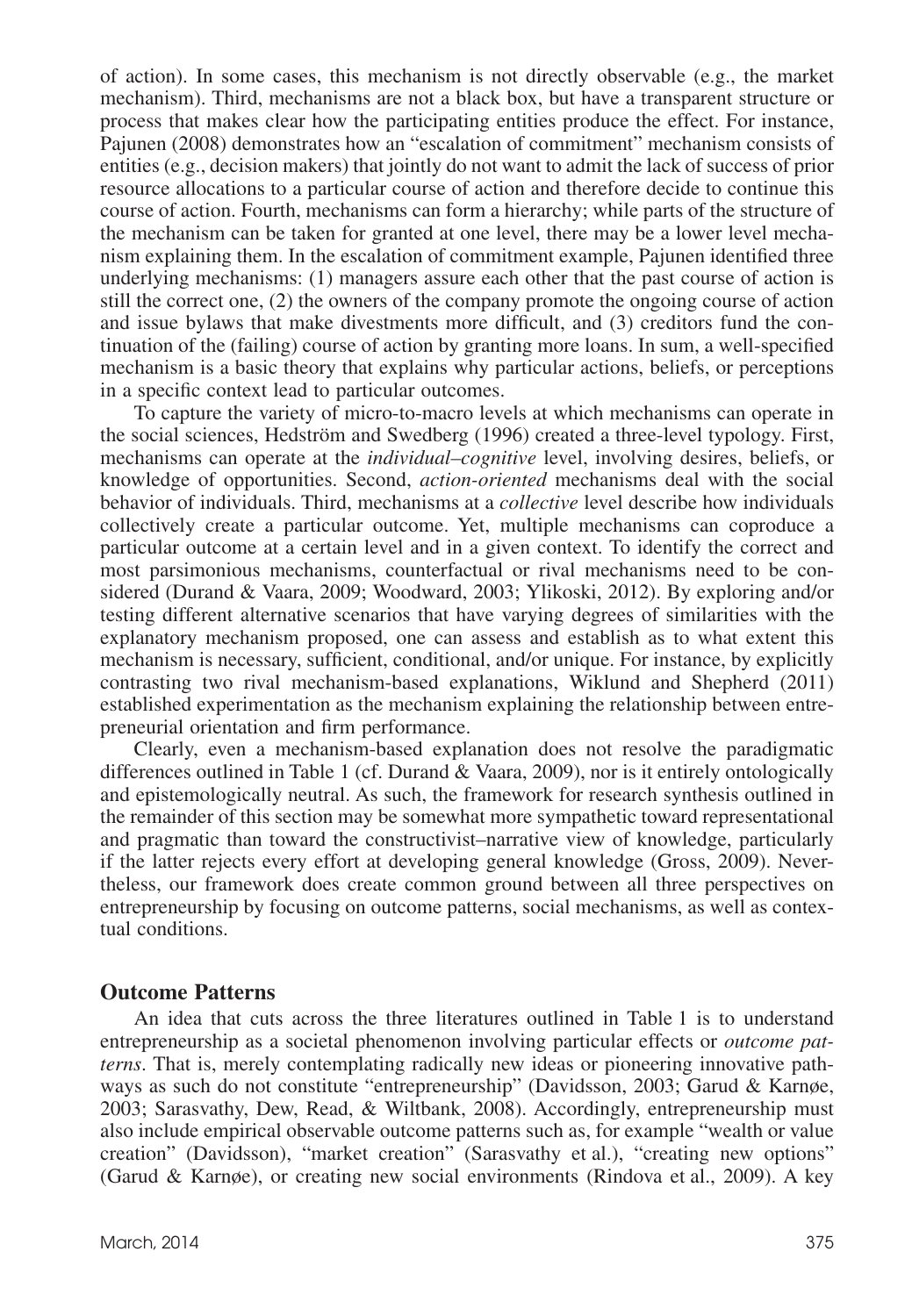of action). In some cases, this mechanism is not directly observable (e.g., the market mechanism). Third, mechanisms are not a black box, but have a transparent structure or process that makes clear how the participating entities produce the effect. For instance, Pajunen (2008) demonstrates how an "escalation of commitment" mechanism consists of entities (e.g., decision makers) that jointly do not want to admit the lack of success of prior resource allocations to a particular course of action and therefore decide to continue this course of action. Fourth, mechanisms can form a hierarchy; while parts of the structure of the mechanism can be taken for granted at one level, there may be a lower level mechanism explaining them. In the escalation of commitment example, Pajunen identified three underlying mechanisms: (1) managers assure each other that the past course of action is still the correct one, (2) the owners of the company promote the ongoing course of action and issue bylaws that make divestments more difficult, and (3) creditors fund the continuation of the (failing) course of action by granting more loans. In sum, a well-specified mechanism is a basic theory that explains why particular actions, beliefs, or perceptions in a specific context lead to particular outcomes.

To capture the variety of micro-to-macro levels at which mechanisms can operate in the social sciences, Hedström and Swedberg (1996) created a three-level typology. First, mechanisms can operate at the *individual–cognitive* level, involving desires, beliefs, or knowledge of opportunities. Second, *action-oriented* mechanisms deal with the social behavior of individuals. Third, mechanisms at a *collective* level describe how individuals collectively create a particular outcome. Yet, multiple mechanisms can coproduce a particular outcome at a certain level and in a given context. To identify the correct and most parsimonious mechanisms, counterfactual or rival mechanisms need to be considered (Durand & Vaara, 2009; Woodward, 2003; Ylikoski, 2012). By exploring and/or testing different alternative scenarios that have varying degrees of similarities with the explanatory mechanism proposed, one can assess and establish as to what extent this mechanism is necessary, sufficient, conditional, and/or unique. For instance, by explicitly contrasting two rival mechanism-based explanations, Wiklund and Shepherd (2011) established experimentation as the mechanism explaining the relationship between entrepreneurial orientation and firm performance.

Clearly, even a mechanism-based explanation does not resolve the paradigmatic differences outlined in Table 1 (cf. Durand & Vaara, 2009), nor is it entirely ontologically and epistemologically neutral. As such, the framework for research synthesis outlined in the remainder of this section may be somewhat more sympathetic toward representational and pragmatic than toward the constructivist–narrative view of knowledge, particularly if the latter rejects every effort at developing general knowledge (Gross, 2009). Nevertheless, our framework does create common ground between all three perspectives on entrepreneurship by focusing on outcome patterns, social mechanisms, as well as contextual conditions.

## Outcome Patterns

An idea that cuts across the three literatures outlined in Table 1 is to understand entrepreneurship as a societal phenomenon involving particular effects or *outcome patterns*. That is, merely contemplating radically new ideas or pioneering innovative pathways as such do not constitute "entrepreneurship" (Davidsson, 2003; Garud & Karnøe, 2003; Sarasvathy, Dew, Read, & Wiltbank, 2008). Accordingly, entrepreneurship must also include empirical observable outcome patterns such as, for example "wealth or value creation" (Davidsson), "market creation" (Sarasvathy et al.), "creating new options" (Garud & Karnøe), or creating new social environments (Rindova et al., 2009). A key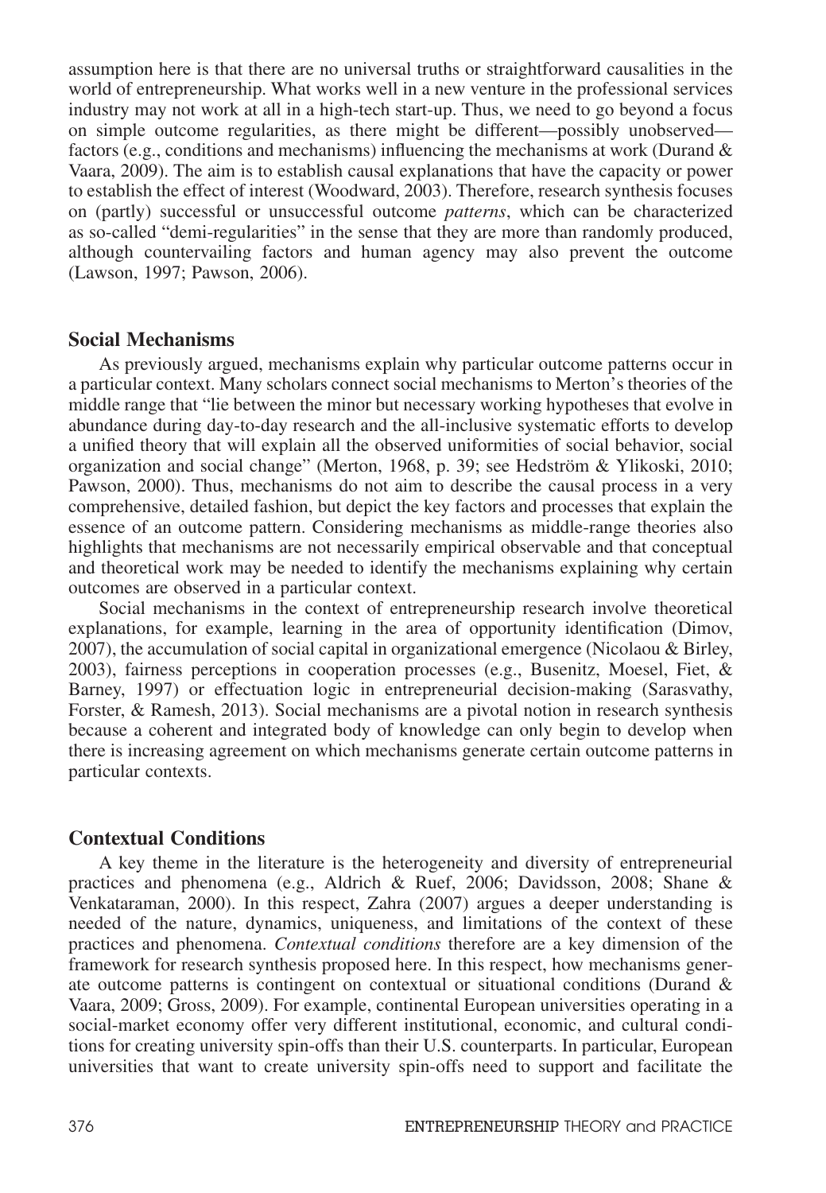assumption here is that there are no universal truths or straightforward causalities in the world of entrepreneurship. What works well in a new venture in the professional services industry may not work at all in a high-tech start-up. Thus, we need to go beyond a focus on simple outcome regularities, as there might be different—possibly unobserved—factors (e.g., conditions and mechanisms) influencing the mechanisms at work (Durand & Vaara, 2009). The aim is to establish causal explanations that have the capacity or power to establish the effect of interest (Woodward, 2003). Therefore, research synthesis focuses on (partly) successful or unsuccessful outcome *patterns*, which can be characterized as so-called "demi-regularities" in the sense that they are more than randomly produced, although countervailing factors and human agency may also prevent the outcome (Lawson, 1997; Pawson, 2006).

## Social Mechanisms

As previously argued, mechanisms explain why particular outcome patterns occur in a particular context. Many scholars connect social mechanisms to Merton's theories of the middle range that "lie between the minor but necessary working hypotheses that evolve in abundance during day-to-day research and the all-inclusive systematic efforts to develop a unified theory that will explain all the observed uniformities of social behavior, social organization and social change" (Merton, 1968, p. 39; see Hedström & Ylikoski, 2010; Pawson, 2000). Thus, mechanisms do not aim to describe the causal process in a very comprehensive, detailed fashion, but depict the key factors and processes that explain the essence of an outcome pattern. Considering mechanisms as middle-range theories also highlights that mechanisms are not necessarily empirical observable and that conceptual and theoretical work may be needed to identify the mechanisms explaining why certain outcomes are observed in a particular context.

Social mechanisms in the context of entrepreneurship research involve theoretical explanations, for example, learning in the area of opportunity identification (Dimov, 2007), the accumulation of social capital in organizational emergence (Nicolaou & Birley, 2003), fairness perceptions in cooperation processes (e.g., Busenitz, Moesel, Fiet, & Barney, 1997) or effectuation logic in entrepreneurial decision-making (Sarasvathy, Forster, & Ramesh, 2013). Social mechanisms are a pivotal notion in research synthesis because a coherent and integrated body of knowledge can only begin to develop when there is increasing agreement on which mechanisms generate certain outcome patterns in particular contexts.

## Contextual Conditions

A key theme in the literature is the heterogeneity and diversity of entrepreneurial practices and phenomena (e.g., Aldrich & Ruef, 2006; Davidsson, 2008; Shane & Venkataraman, 2000). In this respect, Zahra (2007) argues a deeper understanding is needed of the nature, dynamics, uniqueness, and limitations of the context of these practices and phenomena. *Contextual conditions* therefore are a key dimension of the framework for research synthesis proposed here. In this respect, how mechanisms generate outcome patterns is contingent on contextual or situational conditions (Durand & Vaara, 2009; Gross, 2009). For example, continental European universities operating in a social-market economy offer very different institutional, economic, and cultural conditions for creating university spin-offs than their U.S. counterparts. In particular, European universities that want to create university spin-offs need to support and facilitate the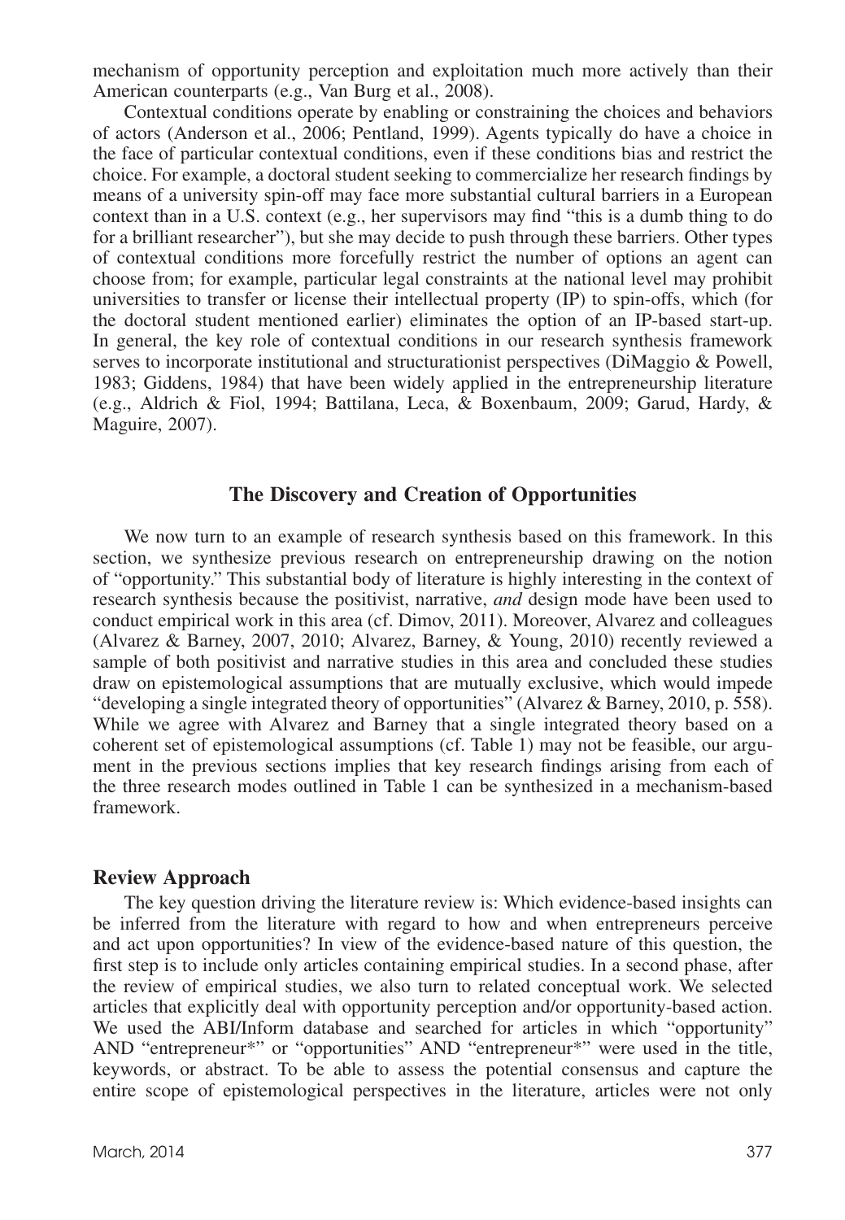mechanism of opportunity perception and exploitation much more actively than their American counterparts (e.g., Van Burg et al., 2008).

Contextual conditions operate by enabling or constraining the choices and behaviors of actors (Anderson et al., 2006; Pentland, 1999). Agents typically do have a choice in the face of particular contextual conditions, even if these conditions bias and restrict the choice. For example, a doctoral student seeking to commercialize her research findings by means of a university spin-off may face more substantial cultural barriers in a European context than in a U.S. context (e.g., her supervisors may find "this is a dumb thing to do for a brilliant researcher"), but she may decide to push through these barriers. Other types of contextual conditions more forcefully restrict the number of options an agent can choose from; for example, particular legal constraints at the national level may prohibit universities to transfer or license their intellectual property (IP) to spin-offs, which (for the doctoral student mentioned earlier) eliminates the option of an IP-based start-up. In general, the key role of contextual conditions in our research synthesis framework serves to incorporate institutional and structurationist perspectives (DiMaggio & Powell, 1983; Giddens, 1984) that have been widely applied in the entrepreneurship literature (e.g., Aldrich & Fiol, 1994; Battilana, Leca, & Boxenbaum, 2009; Garud, Hardy, & Maguire, 2007).

## The Discovery and Creation of Opportunities

We now turn to an example of research synthesis based on this framework. In this section, we synthesize previous research on entrepreneurship drawing on the notion of "opportunity." This substantial body of literature is highly interesting in the context of research synthesis because the positivist, narrative, *and* design mode have been used to conduct empirical work in this area (cf. Dimov, 2011). Moreover, Alvarez and colleagues (Alvarez & Barney, 2007, 2010; Alvarez, Barney, & Young, 2010) recently reviewed a sample of both positivist and narrative studies in this area and concluded these studies draw on epistemological assumptions that are mutually exclusive, which would impede "developing a single integrated theory of opportunities" (Alvarez & Barney, 2010, p. 558). While we agree with Alvarez and Barney that a single integrated theory based on a coherent set of epistemological assumptions (cf. Table 1) may not be feasible, our argument in the previous sections implies that key research findings arising from each of the three research modes outlined in Table 1 can be synthesized in a mechanism-based framework.

### Review Approach

The key question driving the literature review is: Which evidence-based insights can be inferred from the literature with regard to how and when entrepreneurs perceive and act upon opportunities? In view of the evidence-based nature of this question, the first step is to include only articles containing empirical studies. In a second phase, after the review of empirical studies, we also turn to related conceptual work. We selected articles that explicitly deal with opportunity perception and/or opportunity-based action. We used the ABI/Inform database and searched for articles in which "opportunity" AND "entrepreneur*" or "opportunities" AND "entrepreneur*" were used in the title, keywords, or abstract. To be able to assess the potential consensus and capture the entire scope of epistemological perspectives in the literature, articles were not only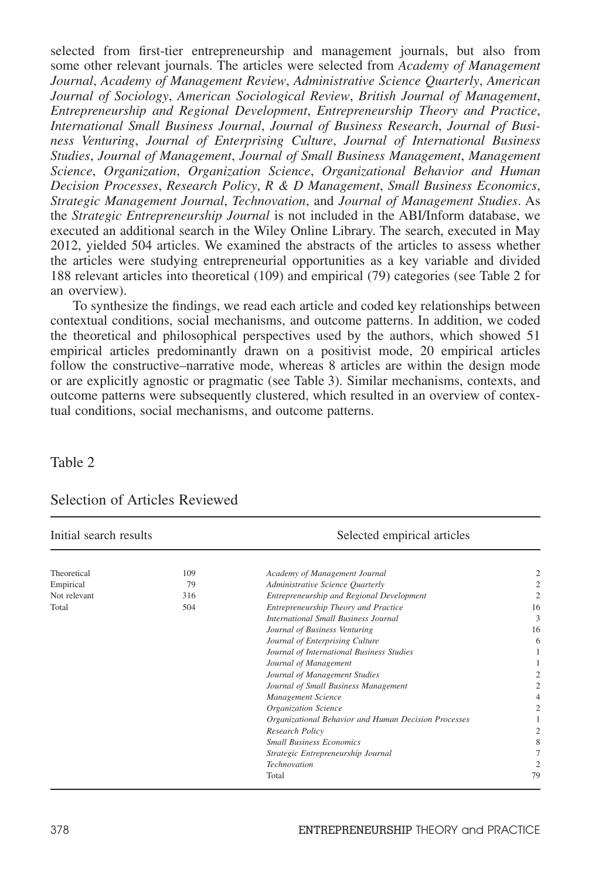selected from first-tier entrepreneurship and management journals, but also from some other relevant journals. The articles were selected from *Academy of Management Journal*, *Academy of Management Review*, *Administrative Science Quarterly*, *American Journal of Sociology*, *American Sociological Review*, *British Journal of Management*, *Entrepreneurship and Regional Development*, *Entrepreneurship Theory and Practice*, *International Small Business Journal*, *Journal of Business Research*, *Journal of Business Venturing*, *Journal of Enterprising Culture*, *Journal of International Business Studies*, *Journal of Management*, *Journal of Small Business Management*, *Management Science*, *Organization*, *Organization Science*, *Organizational Behavior and Human Decision Processes*, *Research Policy*, *R & D Management*, *Small Business Economics*, *Strategic Management Journal*, *Technovation*, and *Journal of Management Studies*. As the *Strategic Entrepreneurship Journal* is not included in the ABI/Inform database, we executed an additional search in the Wiley Online Library. The search, executed in May 2012, yielded 504 articles. We examined the abstracts of the articles to assess whether the articles were studying entrepreneurial opportunities as a key variable and divided 188 relevant articles into theoretical (109) and empirical (79) categories (see Table 2 for an overview).

To synthesize the findings, we read each article and coded key relationships between contextual conditions, social mechanisms, and outcome patterns. In addition, we coded the theoretical and philosophical perspectives used by the authors, which showed 51 empirical articles predominantly drawn on a positivist mode, 20 empirical articles follow the constructive–narrative mode, whereas 8 articles are within the design mode or are explicitly agnostic or pragmatic (see Table 3). Similar mechanisms, contexts, and outcome patterns were subsequently clustered, which resulted in an overview of contextual conditions, social mechanisms, and outcome patterns.

Table 2

Selection of Articles Reviewed

| Initial search results | | Selected empirical articles | |
|---|---|---|---|
| Theoretical | 109 | *Academy of Management Journal* | 2 |
| Empirical | 79 | *Administrative Science Quarterly* | 2 |
| Not relevant | 316 | *Entrepreneurship and Regional Development* | 2 |
| Total | 504 | *Entrepreneurship Theory and Practice* | 16 |
| | | *International Small Business Journal* | 3 |
| | | *Journal of Business Venturing* | 16 |
| | | *Journal of Enterprising Culture* | 6 |
| | | *Journal of International Business Studies* | 1 |
| | | *Journal of Management* | 1 |
| | | *Journal of Management Studies* | 2 |
| | | *Journal of Small Business Management* | 2 |
| | | *Management Science* | 4 |
| | | *Organization Science* | 2 |
| | | *Organizational Behavior and Human Decision Processes* | 1 |
| | | *Research Policy* | 2 |
| | | *Small Business Economics* | 8 |
| | | *Strategic Entrepreneurship Journal* | 7 |
| | | *Technovation* | 2 |
| | | Total | 79 |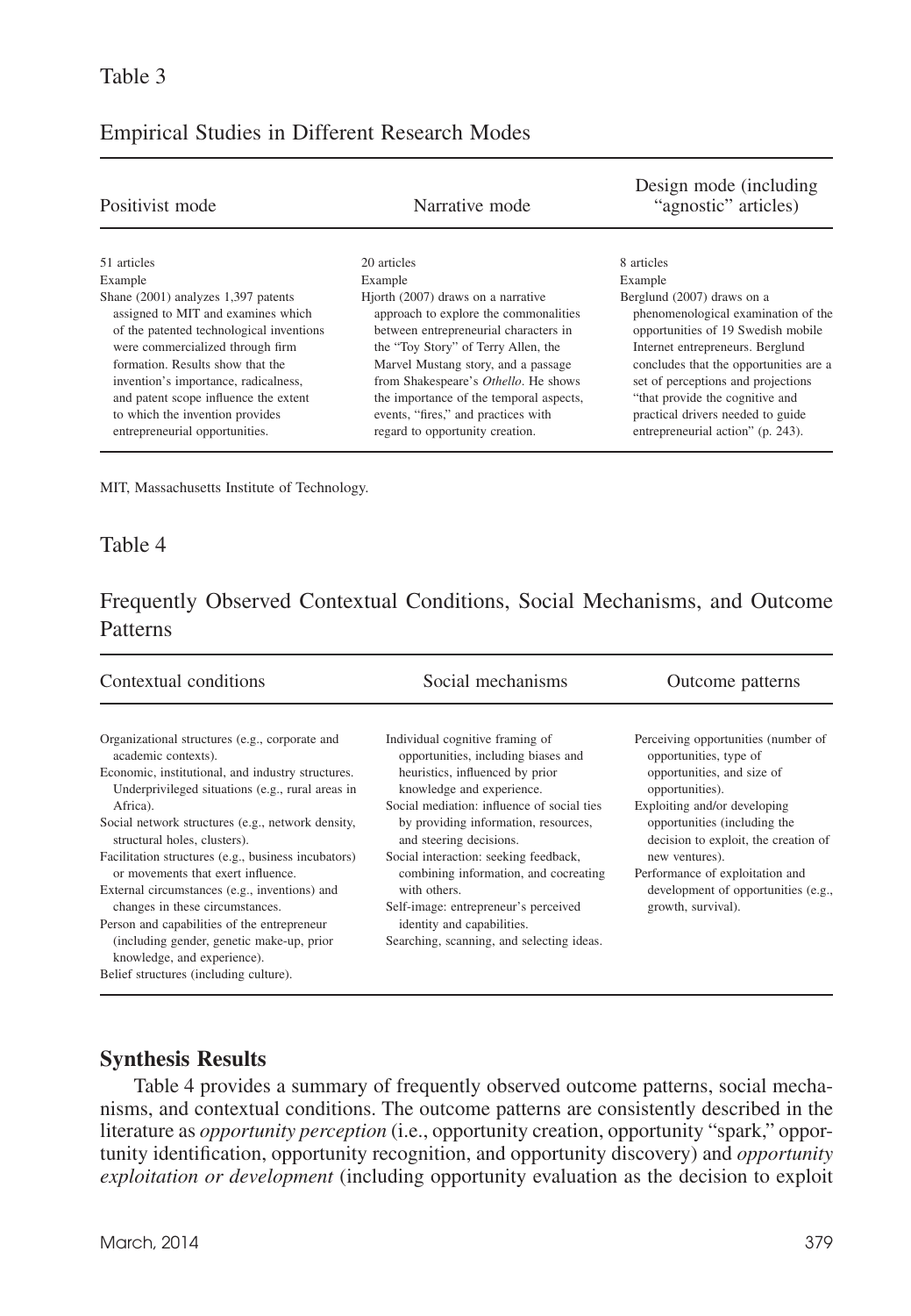Table 3

Empirical Studies in Different Research Modes

| Positivist mode | Narrative mode | Design mode (including "agnostic" articles) |
|---|---|---|
| 51 articles<br>Example<br>Shane (2001) analyzes 1,397 patents assigned to MIT and examines which of the patented technological inventions were commercialized through firm formation. Results show that the invention's importance, radicalness, and patent scope influence the extent to which the invention provides entrepreneurial opportunities. | 20 articles<br>Example<br>Hjorth (2007) draws on a narrative approach to explore the commonalities between entrepreneurial characters in the "Toy Story" of Terry Allen, the Marvel Mustang story, and a passage from Shakespeare's *Othello*. He shows the importance of the temporal aspects, events, "fires," and practices with regard to opportunity creation. | 8 articles<br>Example<br>Berglund (2007) draws on a phenomenological examination of the opportunities of 19 Swedish mobile Internet entrepreneurs. Berglund concludes that the opportunities are a set of perceptions and projections "that provide the cognitive and practical drivers needed to guide entrepreneurial action" (p. 243). |

MIT, Massachusetts Institute of Technology.

Table 4

Frequently Observed Contextual Conditions, Social Mechanisms, and Outcome Patterns

| Contextual conditions | Social mechanisms | Outcome patterns |
|---|---|---|
| Organizational structures (e.g., corporate and academic contexts).<br>Economic, institutional, and industry structures. Underprivileged situations (e.g., rural areas in Africa).<br>Social network structures (e.g., network density, structural holes, clusters).<br>Facilitation structures (e.g., business incubators) or movements that exert influence.<br>External circumstances (e.g., inventions) and changes in these circumstances.<br>Person and capabilities of the entrepreneur (including gender, genetic make-up, prior knowledge, and experience).<br>Belief structures (including culture). | Individual cognitive framing of opportunities, including biases and heuristics, influenced by prior knowledge and experience.<br>Social mediation: influence of social ties by providing information, resources, and steering decisions.<br>Social interaction: seeking feedback, combining information, and cocreating with others.<br>Self-image: entrepreneur's perceived identity and capabilities.<br>Searching, scanning, and selecting ideas. | Perceiving opportunities (number of opportunities, type of opportunities, and size of opportunities).<br>Exploiting and/or developing opportunities (including the decision to exploit, the creation of new ventures).<br>Performance of exploitation and development of opportunities (e.g., growth, survival). |

## Synthesis Results

Table 4 provides a summary of frequently observed outcome patterns, social mechanisms, and contextual conditions. The outcome patterns are consistently described in the literature as *opportunity perception* (i.e., opportunity creation, opportunity "spark," opportunity identification, opportunity recognition, and opportunity discovery) and *opportunity exploitation or development* (including opportunity evaluation as the decision to exploit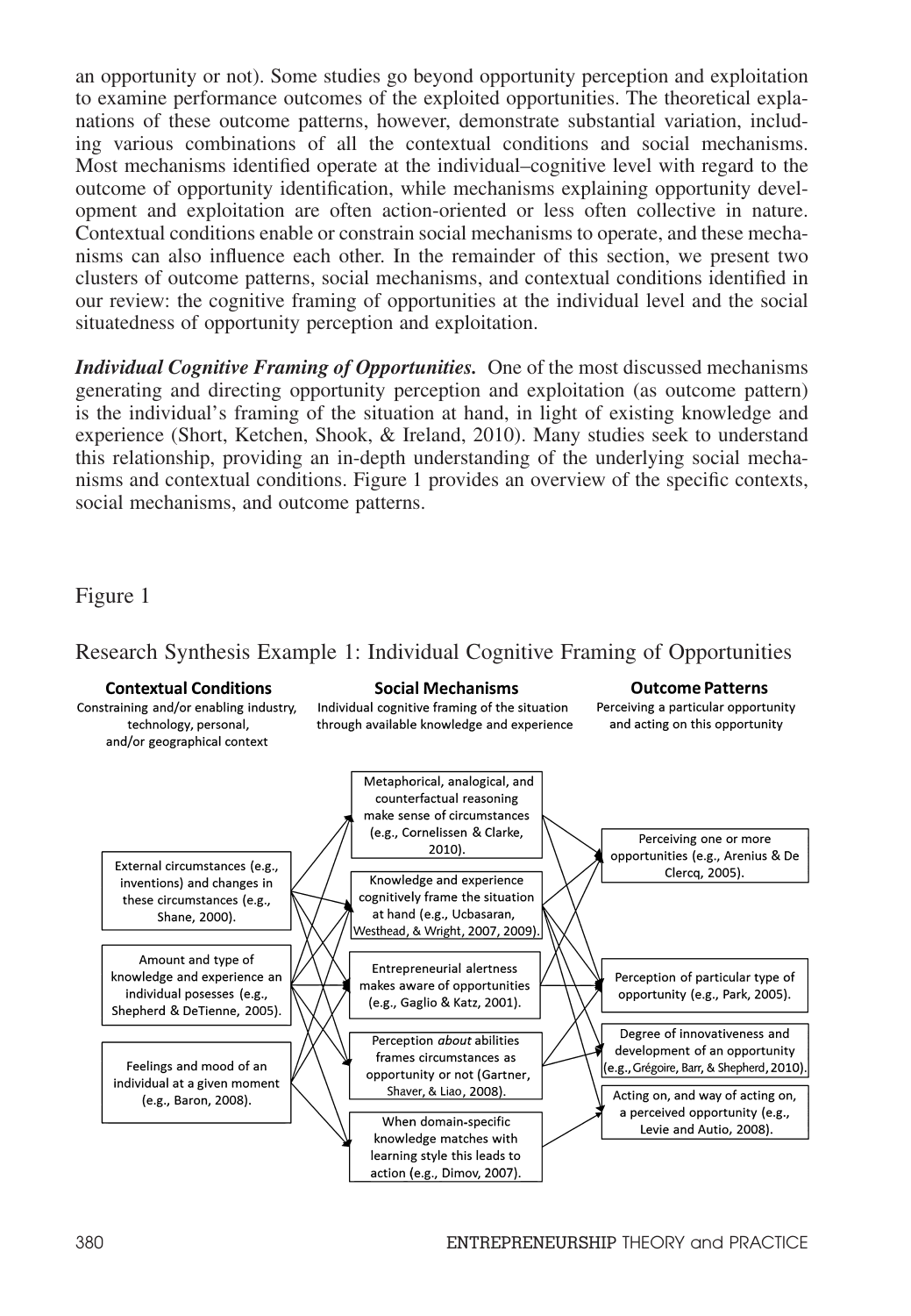an opportunity or not). Some studies go beyond opportunity perception and exploitation to examine performance outcomes of the exploited opportunities. The theoretical explanations of these outcome patterns, however, demonstrate substantial variation, including various combinations of all the contextual conditions and social mechanisms. Most mechanisms identified operate at the individual–cognitive level with regard to the outcome of opportunity identification, while mechanisms explaining opportunity development and exploitation are often action-oriented or less often collective in nature. Contextual conditions enable or constrain social mechanisms to operate, and these mechanisms can also influence each other. In the remainder of this section, we present two clusters of outcome patterns, social mechanisms, and contextual conditions identified in our review: the cognitive framing of opportunities at the individual level and the social situatedness of opportunity perception and exploitation.

***Individual Cognitive Framing of Opportunities.*** One of the most discussed mechanisms generating and directing opportunity perception and exploitation (as outcome pattern) is the individual's framing of the situation at hand, in light of existing knowledge and experience (Short, Ketchen, Shook, & Ireland, 2010). Many studies seek to understand this relationship, providing an in-depth understanding of the underlying social mechanisms and contextual conditions. Figure 1 provides an overview of the specific contexts, social mechanisms, and outcome patterns.

Figure 1

Research Synthesis Example 1: Individual Cognitive Framing of Opportunities

**Contextual Conditions**
Constraining and/or enabling industry, technology, personal, and/or geographical context

- External circumstances (e.g., inventions) and changes in these circumstances (e.g., Shane, 2000).
- Amount and type of knowledge and experience an individual posesses (e.g., Shepherd & DeTienne, 2005).
- Feelings and mood of an individual at a given moment (e.g., Baron, 2008).

**Social Mechanisms**
Individual cognitive framing of the situation through available knowledge and experience

- Metaphorical, analogical, and counterfactual reasoning make sense of circumstances (e.g., Cornelissen & Clarke, 2010).
- Knowledge and experience cognitively frame the situation at hand (e.g., Ucbasaran, Westhead, & Wright, 2007, 2009).
- Entrepreneurial alertness makes aware of opportunities (e.g., Gaglio & Katz, 2001).
- Perception *about* abilities frames circumstances as opportunity or not (Gartner, Shaver, & Liao, 2008).
- When domain-specific knowledge matches with learning style this leads to action (e.g., Dimov, 2007).

**Outcome Patterns**
Perceiving a particular opportunity and acting on this opportunity

- Perceiving one or more opportunities (e.g., Arenius & De Clercq, 2005).
- Perception of particular type of opportunity (e.g., Park, 2005).
- Degree of innovativeness and development of an opportunity (e.g., Grégoire, Barr, & Shepherd, 2010).
- Acting on, and way of acting on, a perceived opportunity (e.g., Levie and Autio, 2008).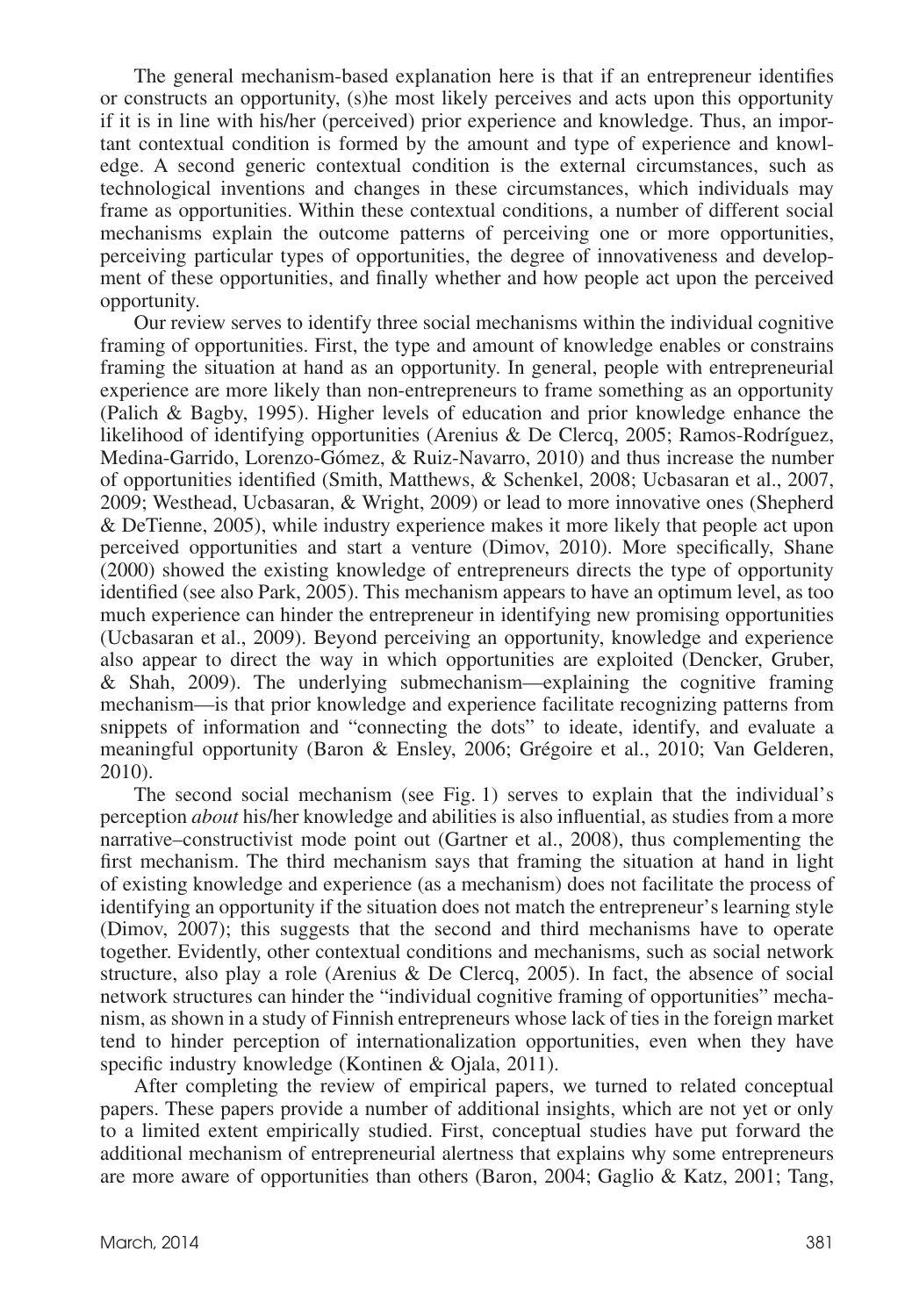The general mechanism-based explanation here is that if an entrepreneur identifies or constructs an opportunity, (s)he most likely perceives and acts upon this opportunity if it is in line with his/her (perceived) prior experience and knowledge. Thus, an important contextual condition is formed by the amount and type of experience and knowledge. A second generic contextual condition is the external circumstances, such as technological inventions and changes in these circumstances, which individuals may frame as opportunities. Within these contextual conditions, a number of different social mechanisms explain the outcome patterns of perceiving one or more opportunities, perceiving particular types of opportunities, the degree of innovativeness and development of these opportunities, and finally whether and how people act upon the perceived opportunity.

Our review serves to identify three social mechanisms within the individual cognitive framing of opportunities. First, the type and amount of knowledge enables or constrains framing the situation at hand as an opportunity. In general, people with entrepreneurial experience are more likely than non-entrepreneurs to frame something as an opportunity (Palich & Bagby, 1995). Higher levels of education and prior knowledge enhance the likelihood of identifying opportunities (Arenius & De Clercq, 2005; Ramos-Rodríguez, Medina-Garrido, Lorenzo-Gómez, & Ruiz-Navarro, 2010) and thus increase the number of opportunities identified (Smith, Matthews, & Schenkel, 2008; Ucbasaran et al., 2007, 2009; Westhead, Ucbasaran, & Wright, 2009) or lead to more innovative ones (Shepherd & DeTienne, 2005), while industry experience makes it more likely that people act upon perceived opportunities and start a venture (Dimov, 2010). More specifically, Shane (2000) showed the existing knowledge of entrepreneurs directs the type of opportunity identified (see also Park, 2005). This mechanism appears to have an optimum level, as too much experience can hinder the entrepreneur in identifying new promising opportunities (Ucbasaran et al., 2009). Beyond perceiving an opportunity, knowledge and experience also appear to direct the way in which opportunities are exploited (Dencker, Gruber, & Shah, 2009). The underlying submechanism—explaining the cognitive framing mechanism—is that prior knowledge and experience facilitate recognizing patterns from snippets of information and "connecting the dots" to ideate, identify, and evaluate a meaningful opportunity (Baron & Ensley, 2006; Grégoire et al., 2010; Van Gelderen, 2010).

The second social mechanism (see Fig. 1) serves to explain that the individual's perception *about* his/her knowledge and abilities is also influential, as studies from a more narrative–constructivist mode point out (Gartner et al., 2008), thus complementing the first mechanism. The third mechanism says that framing the situation at hand in light of existing knowledge and experience (as a mechanism) does not facilitate the process of identifying an opportunity if the situation does not match the entrepreneur's learning style (Dimov, 2007); this suggests that the second and third mechanisms have to operate together. Evidently, other contextual conditions and mechanisms, such as social network structure, also play a role (Arenius & De Clercq, 2005). In fact, the absence of social network structures can hinder the "individual cognitive framing of opportunities" mechanism, as shown in a study of Finnish entrepreneurs whose lack of ties in the foreign market tend to hinder perception of internationalization opportunities, even when they have specific industry knowledge (Kontinen & Ojala, 2011).

After completing the review of empirical papers, we turned to related conceptual papers. These papers provide a number of additional insights, which are not yet or only to a limited extent empirically studied. First, conceptual studies have put forward the additional mechanism of entrepreneurial alertness that explains why some entrepreneurs are more aware of opportunities than others (Baron, 2004; Gaglio & Katz, 2001; Tang,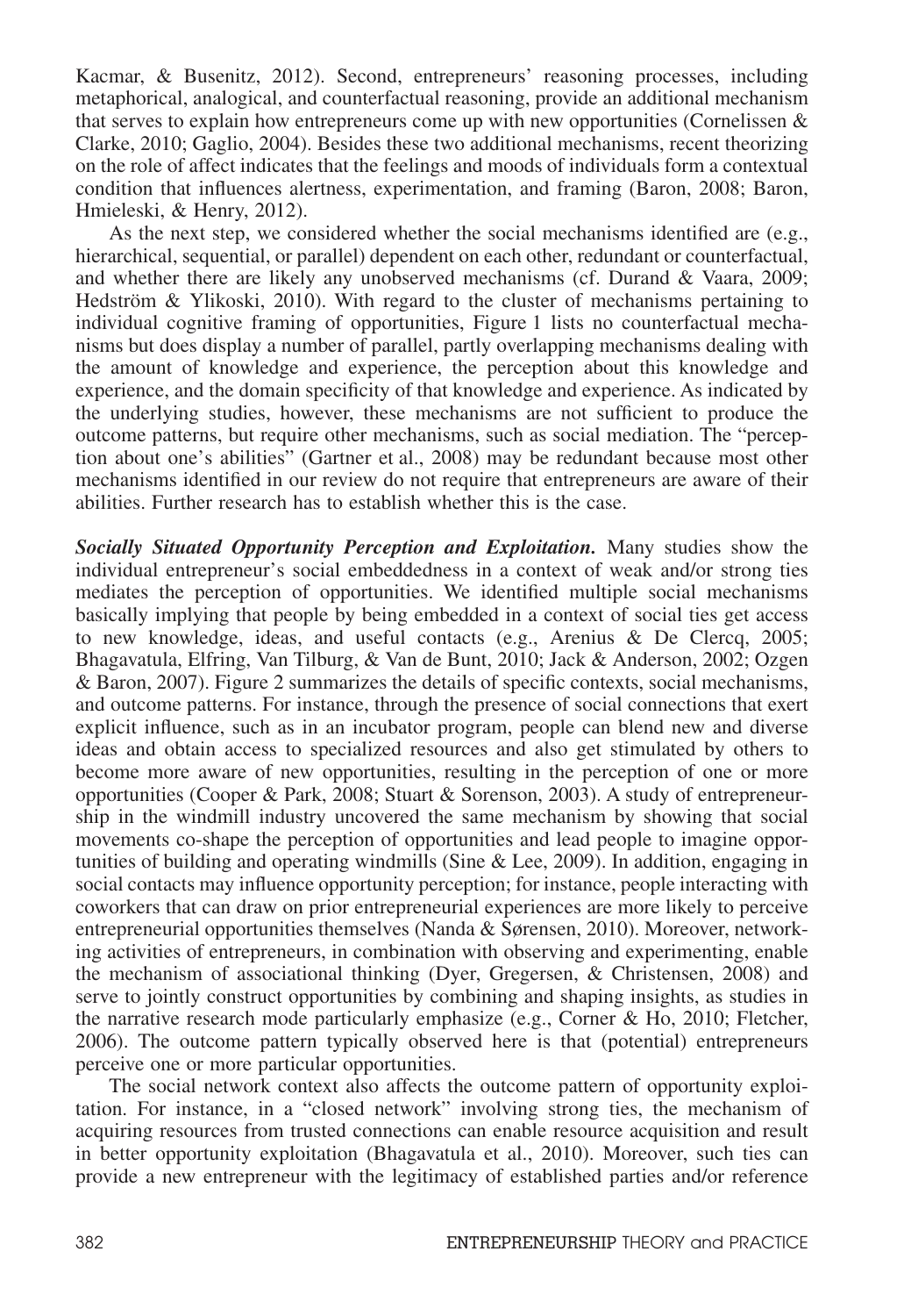Kacmar, & Busenitz, 2012). Second, entrepreneurs' reasoning processes, including metaphorical, analogical, and counterfactual reasoning, provide an additional mechanism that serves to explain how entrepreneurs come up with new opportunities (Cornelissen & Clarke, 2010; Gaglio, 2004). Besides these two additional mechanisms, recent theorizing on the role of affect indicates that the feelings and moods of individuals form a contextual condition that influences alertness, experimentation, and framing (Baron, 2008; Baron, Hmieleski, & Henry, 2012).

As the next step, we considered whether the social mechanisms identified are (e.g., hierarchical, sequential, or parallel) dependent on each other, redundant or counterfactual, and whether there are likely any unobserved mechanisms (cf. Durand & Vaara, 2009; Hedström & Ylikoski, 2010). With regard to the cluster of mechanisms pertaining to individual cognitive framing of opportunities, Figure 1 lists no counterfactual mechanisms but does display a number of parallel, partly overlapping mechanisms dealing with the amount of knowledge and experience, the perception about this knowledge and experience, and the domain specificity of that knowledge and experience. As indicated by the underlying studies, however, these mechanisms are not sufficient to produce the outcome patterns, but require other mechanisms, such as social mediation. The "perception about one's abilities" (Gartner et al., 2008) may be redundant because most other mechanisms identified in our review do not require that entrepreneurs are aware of their abilities. Further research has to establish whether this is the case.

***Socially Situated Opportunity Perception and Exploitation.*** Many studies show the individual entrepreneur's social embeddedness in a context of weak and/or strong ties mediates the perception of opportunities. We identified multiple social mechanisms basically implying that people by being embedded in a context of social ties get access to new knowledge, ideas, and useful contacts (e.g., Arenius & De Clercq, 2005; Bhagavatula, Elfring, Van Tilburg, & Van de Bunt, 2010; Jack & Anderson, 2002; Ozgen & Baron, 2007). Figure 2 summarizes the details of specific contexts, social mechanisms, and outcome patterns. For instance, through the presence of social connections that exert explicit influence, such as in an incubator program, people can blend new and diverse ideas and obtain access to specialized resources and also get stimulated by others to become more aware of new opportunities, resulting in the perception of one or more opportunities (Cooper & Park, 2008; Stuart & Sorenson, 2003). A study of entrepreneurship in the windmill industry uncovered the same mechanism by showing that social movements co-shape the perception of opportunities and lead people to imagine opportunities of building and operating windmills (Sine & Lee, 2009). In addition, engaging in social contacts may influence opportunity perception; for instance, people interacting with coworkers that can draw on prior entrepreneurial experiences are more likely to perceive entrepreneurial opportunities themselves (Nanda & Sørensen, 2010). Moreover, networking activities of entrepreneurs, in combination with observing and experimenting, enable the mechanism of associational thinking (Dyer, Gregersen, & Christensen, 2008) and serve to jointly construct opportunities by combining and shaping insights, as studies in the narrative research mode particularly emphasize (e.g., Corner & Ho, 2010; Fletcher, 2006). The outcome pattern typically observed here is that (potential) entrepreneurs perceive one or more particular opportunities.

The social network context also affects the outcome pattern of opportunity exploitation. For instance, in a "closed network" involving strong ties, the mechanism of acquiring resources from trusted connections can enable resource acquisition and result in better opportunity exploitation (Bhagavatula et al., 2010). Moreover, such ties can provide a new entrepreneur with the legitimacy of established parties and/or reference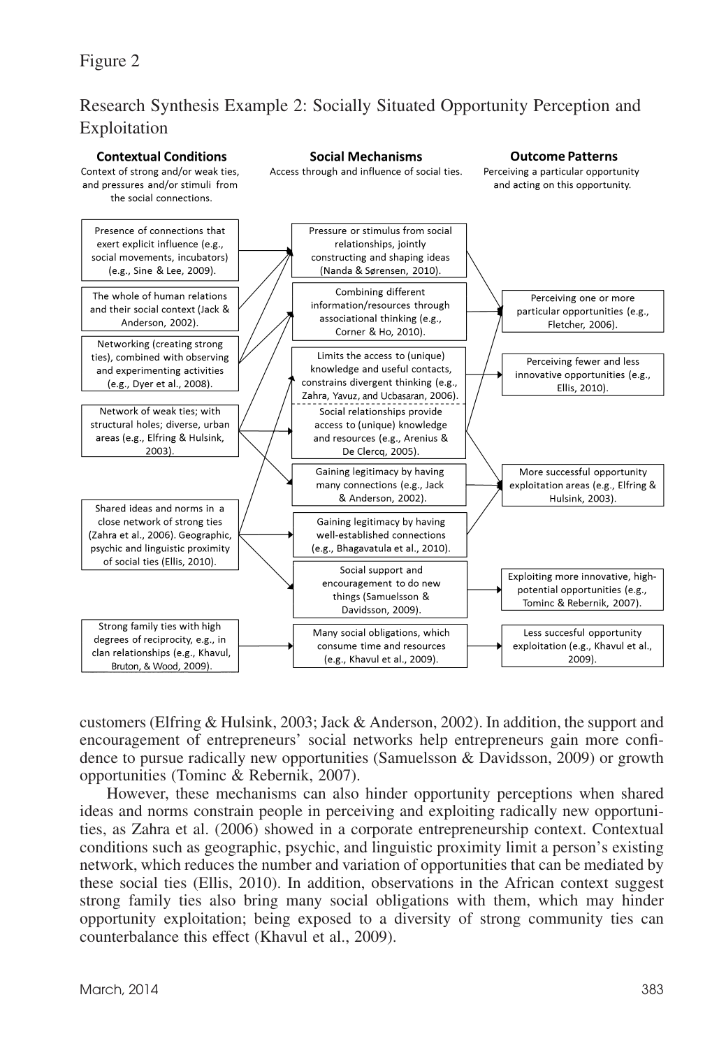Figure 2

Research Synthesis Example 2: Socially Situated Opportunity Perception and Exploitation

**Contextual Conditions**
Context of strong and/or weak ties, and pressures and/or stimuli from the social connections.

**Social Mechanisms**
Access through and influence of social ties.

**Outcome Patterns**
Perceiving a particular opportunity and acting on this opportunity.

Contextual Conditions:

- Presence of connections that exert explicit influence (e.g., social movements, incubators) (e.g., Sine & Lee, 2009).
- The whole of human relations and their social context (Jack & Anderson, 2002).
- Networking (creating strong ties), combined with observing and experimenting activities (e.g., Dyer et al., 2008).
- Network of weak ties; with structural holes; diverse, urban areas (e.g., Elfring & Hulsink, 2003).
- Shared ideas and norms in a close network of strong ties (Zahra et al., 2006). Geographic, psychic and linguistic proximity of social ties (Ellis, 2010).
- Strong family ties with high degrees of reciprocity, e.g., in clan relationships (e.g., Khavul, Bruton, & Wood, 2009).

Social Mechanisms:

- Pressure or stimulus from social relationships, jointly constructing and shaping ideas (Nanda & Sørensen, 2010).
- Combining different information/resources through associational thinking (e.g., Corner & Ho, 2010).
- Limits the access to (unique) knowledge and useful contacts, constrains divergent thinking (e.g., Zahra, Yavuz, and Ucbasaran, 2006).
- Social relationships provide access to (unique) knowledge and resources (e.g., Arenius & De Clercq, 2005).
- Gaining legitimacy by having many connections (e.g., Jack & Anderson, 2002).
- Gaining legitimacy by having well-established connections (e.g., Bhagavatula et al., 2010).
- Social support and encouragement to do new things (Samuelsson & Davidsson, 2009).
- Many social obligations, which consume time and resources (e.g., Khavul et al., 2009).

Outcome Patterns:

- Perceiving one or more particular opportunities (e.g., Fletcher, 2006).
- Perceiving fewer and less innovative opportunities (e.g., Ellis, 2010).
- More successful opportunity exploitation areas (e.g., Elfring & Hulsink, 2003).
- Exploiting more innovative, high-potential opportunities (e.g., Tominc & Rebernik, 2007).
- Less succesful opportunity exploitation (e.g., Khavul et al., 2009).

customers (Elfring & Hulsink, 2003; Jack & Anderson, 2002). In addition, the support and encouragement of entrepreneurs' social networks help entrepreneurs gain more confidence to pursue radically new opportunities (Samuelsson & Davidsson, 2009) or growth opportunities (Tominc & Rebernik, 2007).

However, these mechanisms can also hinder opportunity perceptions when shared ideas and norms constrain people in perceiving and exploiting radically new opportunities, as Zahra et al. (2006) showed in a corporate entrepreneurship context. Contextual conditions such as geographic, psychic, and linguistic proximity limit a person's existing network, which reduces the number and variation of opportunities that can be mediated by these social ties (Ellis, 2010). In addition, observations in the African context suggest strong family ties also bring many social obligations with them, which may hinder opportunity exploitation; being exposed to a diversity of strong community ties can counterbalance this effect (Khavul et al., 2009).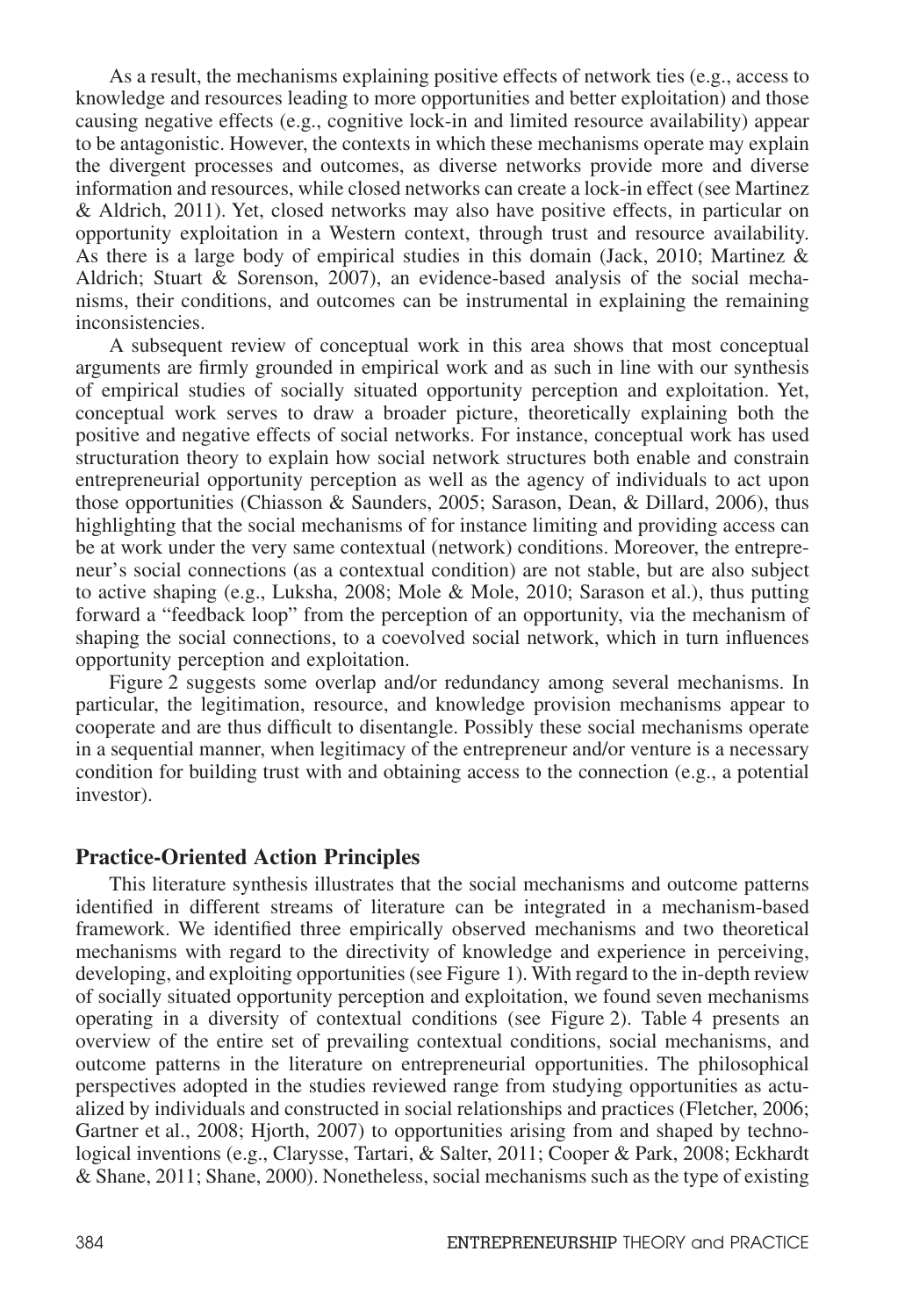As a result, the mechanisms explaining positive effects of network ties (e.g., access to knowledge and resources leading to more opportunities and better exploitation) and those causing negative effects (e.g., cognitive lock-in and limited resource availability) appear to be antagonistic. However, the contexts in which these mechanisms operate may explain the divergent processes and outcomes, as diverse networks provide more and diverse information and resources, while closed networks can create a lock-in effect (see Martinez & Aldrich, 2011). Yet, closed networks may also have positive effects, in particular on opportunity exploitation in a Western context, through trust and resource availability. As there is a large body of empirical studies in this domain (Jack, 2010; Martinez & Aldrich; Stuart & Sorenson, 2007), an evidence-based analysis of the social mechanisms, their conditions, and outcomes can be instrumental in explaining the remaining inconsistencies.

A subsequent review of conceptual work in this area shows that most conceptual arguments are firmly grounded in empirical work and as such in line with our synthesis of empirical studies of socially situated opportunity perception and exploitation. Yet, conceptual work serves to draw a broader picture, theoretically explaining both the positive and negative effects of social networks. For instance, conceptual work has used structuration theory to explain how social network structures both enable and constrain entrepreneurial opportunity perception as well as the agency of individuals to act upon those opportunities (Chiasson & Saunders, 2005; Sarason, Dean, & Dillard, 2006), thus highlighting that the social mechanisms of for instance limiting and providing access can be at work under the very same contextual (network) conditions. Moreover, the entrepreneur's social connections (as a contextual condition) are not stable, but are also subject to active shaping (e.g., Luksha, 2008; Mole & Mole, 2010; Sarason et al.), thus putting forward a "feedback loop" from the perception of an opportunity, via the mechanism of shaping the social connections, to a coevolved social network, which in turn influences opportunity perception and exploitation.

Figure 2 suggests some overlap and/or redundancy among several mechanisms. In particular, the legitimation, resource, and knowledge provision mechanisms appear to cooperate and are thus difficult to disentangle. Possibly these social mechanisms operate in a sequential manner, when legitimacy of the entrepreneur and/or venture is a necessary condition for building trust with and obtaining access to the connection (e.g., a potential investor).

## Practice-Oriented Action Principles

This literature synthesis illustrates that the social mechanisms and outcome patterns identified in different streams of literature can be integrated in a mechanism-based framework. We identified three empirically observed mechanisms and two theoretical mechanisms with regard to the directivity of knowledge and experience in perceiving, developing, and exploiting opportunities (see Figure 1). With regard to the in-depth review of socially situated opportunity perception and exploitation, we found seven mechanisms operating in a diversity of contextual conditions (see Figure 2). Table 4 presents an overview of the entire set of prevailing contextual conditions, social mechanisms, and outcome patterns in the literature on entrepreneurial opportunities. The philosophical perspectives adopted in the studies reviewed range from studying opportunities as actualized by individuals and constructed in social relationships and practices (Fletcher, 2006; Gartner et al., 2008; Hjorth, 2007) to opportunities arising from and shaped by technological inventions (e.g., Clarysse, Tartari, & Salter, 2011; Cooper & Park, 2008; Eckhardt & Shane, 2011; Shane, 2000). Nonetheless, social mechanisms such as the type of existing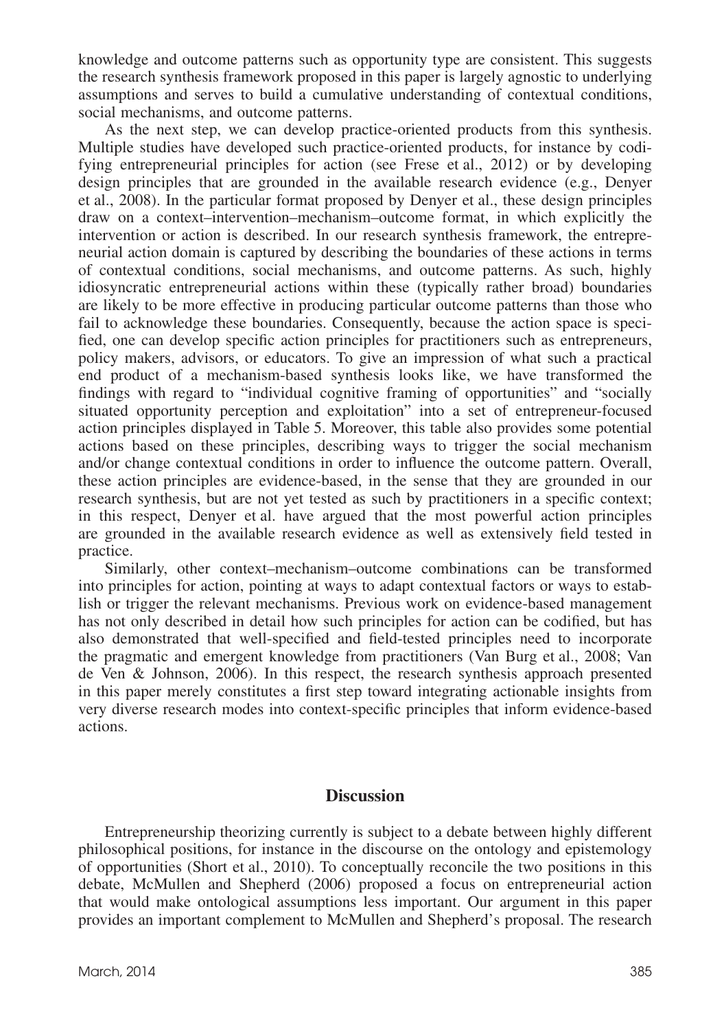knowledge and outcome patterns such as opportunity type are consistent. This suggests the research synthesis framework proposed in this paper is largely agnostic to underlying assumptions and serves to build a cumulative understanding of contextual conditions, social mechanisms, and outcome patterns.

As the next step, we can develop practice-oriented products from this synthesis. Multiple studies have developed such practice-oriented products, for instance by codifying entrepreneurial principles for action (see Frese et al., 2012) or by developing design principles that are grounded in the available research evidence (e.g., Denyer et al., 2008). In the particular format proposed by Denyer et al., these design principles draw on a context–intervention–mechanism–outcome format, in which explicitly the intervention or action is described. In our research synthesis framework, the entrepreneurial action domain is captured by describing the boundaries of these actions in terms of contextual conditions, social mechanisms, and outcome patterns. As such, highly idiosyncratic entrepreneurial actions within these (typically rather broad) boundaries are likely to be more effective in producing particular outcome patterns than those who fail to acknowledge these boundaries. Consequently, because the action space is specified, one can develop specific action principles for practitioners such as entrepreneurs, policy makers, advisors, or educators. To give an impression of what such a practical end product of a mechanism-based synthesis looks like, we have transformed the findings with regard to "individual cognitive framing of opportunities" and "socially situated opportunity perception and exploitation" into a set of entrepreneur-focused action principles displayed in Table 5. Moreover, this table also provides some potential actions based on these principles, describing ways to trigger the social mechanism and/or change contextual conditions in order to influence the outcome pattern. Overall, these action principles are evidence-based, in the sense that they are grounded in our research synthesis, but are not yet tested as such by practitioners in a specific context; in this respect, Denyer et al. have argued that the most powerful action principles are grounded in the available research evidence as well as extensively field tested in practice.

Similarly, other context–mechanism–outcome combinations can be transformed into principles for action, pointing at ways to adapt contextual factors or ways to establish or trigger the relevant mechanisms. Previous work on evidence-based management has not only described in detail how such principles for action can be codified, but has also demonstrated that well-specified and field-tested principles need to incorporate the pragmatic and emergent knowledge from practitioners (Van Burg et al., 2008; Van de Ven & Johnson, 2006). In this respect, the research synthesis approach presented in this paper merely constitutes a first step toward integrating actionable insights from very diverse research modes into context-specific principles that inform evidence-based actions.

## Discussion

Entrepreneurship theorizing currently is subject to a debate between highly different philosophical positions, for instance in the discourse on the ontology and epistemology of opportunities (Short et al., 2010). To conceptually reconcile the two positions in this debate, McMullen and Shepherd (2006) proposed a focus on entrepreneurial action that would make ontological assumptions less important. Our argument in this paper provides an important complement to McMullen and Shepherd's proposal. The research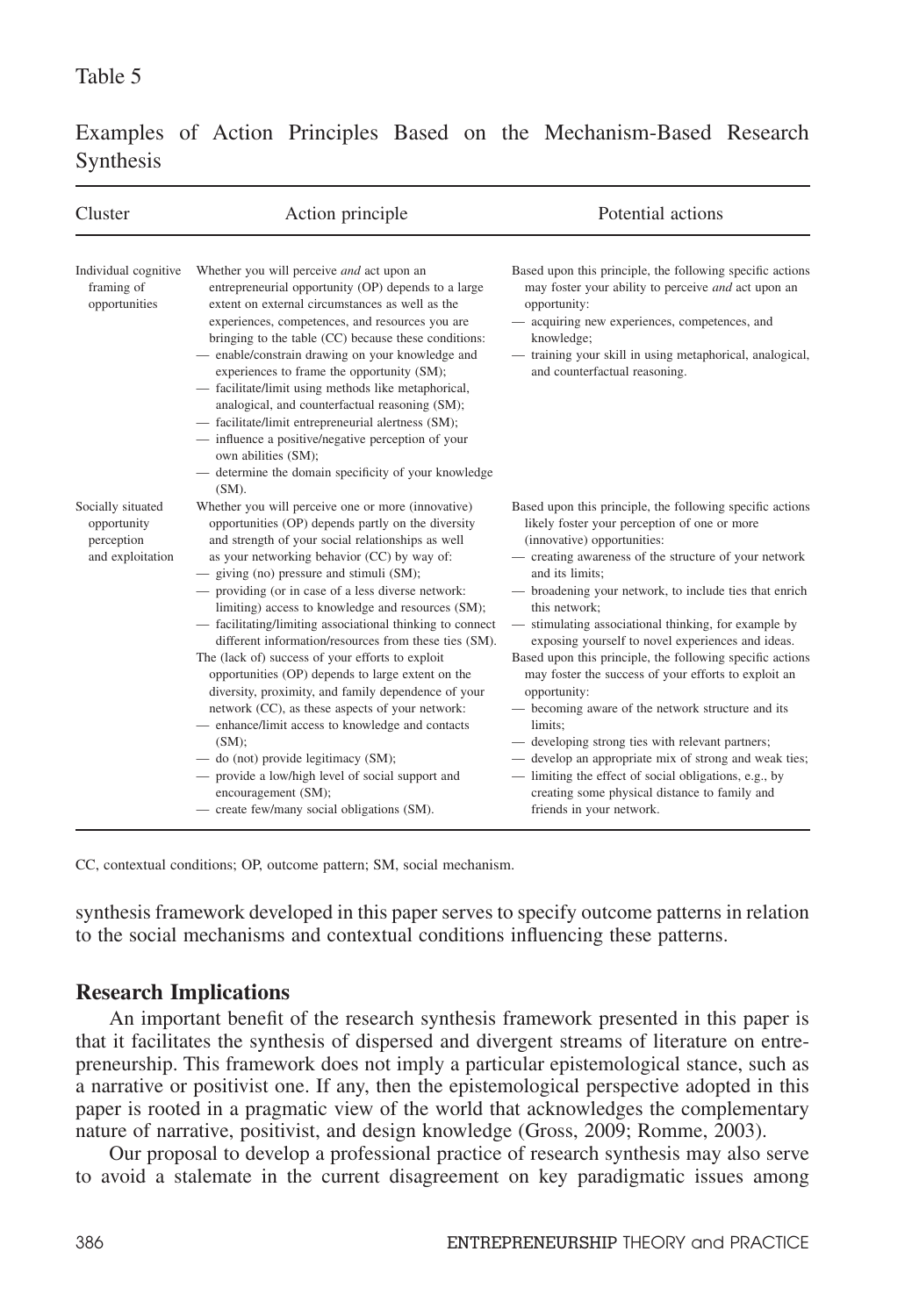Table 5

Examples of Action Principles Based on the Mechanism-Based Research Synthesis

| Cluster | Action principle | Potential actions |
|---|---|---|
| Individual cognitive framing of opportunities | Whether you will perceive *and* act upon an entrepreneurial opportunity (OP) depends to a large extent on external circumstances as well as the experiences, competences, and resources you are bringing to the table (CC) because these conditions:<br>— enable/constrain drawing on your knowledge and experiences to frame the opportunity (SM);<br>— facilitate/limit using methods like metaphorical, analogical, and counterfactual reasoning (SM);<br>— facilitate/limit entrepreneurial alertness (SM);<br>— influence a positive/negative perception of your own abilities (SM);<br>— determine the domain specificity of your knowledge (SM). | Based upon this principle, the following specific actions may foster your ability to perceive *and* act upon an opportunity:<br>— acquiring new experiences, competences, and knowledge;<br>— training your skill in using metaphorical, analogical, and counterfactual reasoning. |
| Socially situated opportunity perception and exploitation | Whether you will perceive one or more (innovative) opportunities (OP) depends partly on the diversity and strength of your social relationships as well as your networking behavior (CC) by way of:<br>— giving (no) pressure and stimuli (SM);<br>— providing (or in case of a less diverse network: limiting) access to knowledge and resources (SM);<br>— facilitating/limiting associational thinking to connect different information/resources from these ties (SM).<br>The (lack of) success of your efforts to exploit opportunities (OP) depends to large extent on the diversity, proximity, and family dependence of your network (CC), as these aspects of your network:<br>— enhance/limit access to knowledge and contacts (SM);<br>— do (not) provide legitimacy (SM);<br>— provide a low/high level of social support and encouragement (SM);<br>— create few/many social obligations (SM). | Based upon this principle, the following specific actions likely foster your perception of one or more (innovative) opportunities:<br>— creating awareness of the structure of your network and its limits;<br>— broadening your network, to include ties that enrich this network;<br>— stimulating associational thinking, for example by exposing yourself to novel experiences and ideas.<br>Based upon this principle, the following specific actions may foster the success of your efforts to exploit an opportunity:<br>— becoming aware of the network structure and its limits;<br>— developing strong ties with relevant partners;<br>— develop an appropriate mix of strong and weak ties;<br>— limiting the effect of social obligations, e.g., by creating some physical distance to family and friends in your network. |

CC, contextual conditions; OP, outcome pattern; SM, social mechanism.

synthesis framework developed in this paper serves to specify outcome patterns in relation to the social mechanisms and contextual conditions influencing these patterns.

## Research Implications

An important benefit of the research synthesis framework presented in this paper is that it facilitates the synthesis of dispersed and divergent streams of literature on entrepreneurship. This framework does not imply a particular epistemological stance, such as a narrative or positivist one. If any, then the epistemological perspective adopted in this paper is rooted in a pragmatic view of the world that acknowledges the complementary nature of narrative, positivist, and design knowledge (Gross, 2009; Romme, 2003).

Our proposal to develop a professional practice of research synthesis may also serve to avoid a stalemate in the current disagreement on key paradigmatic issues among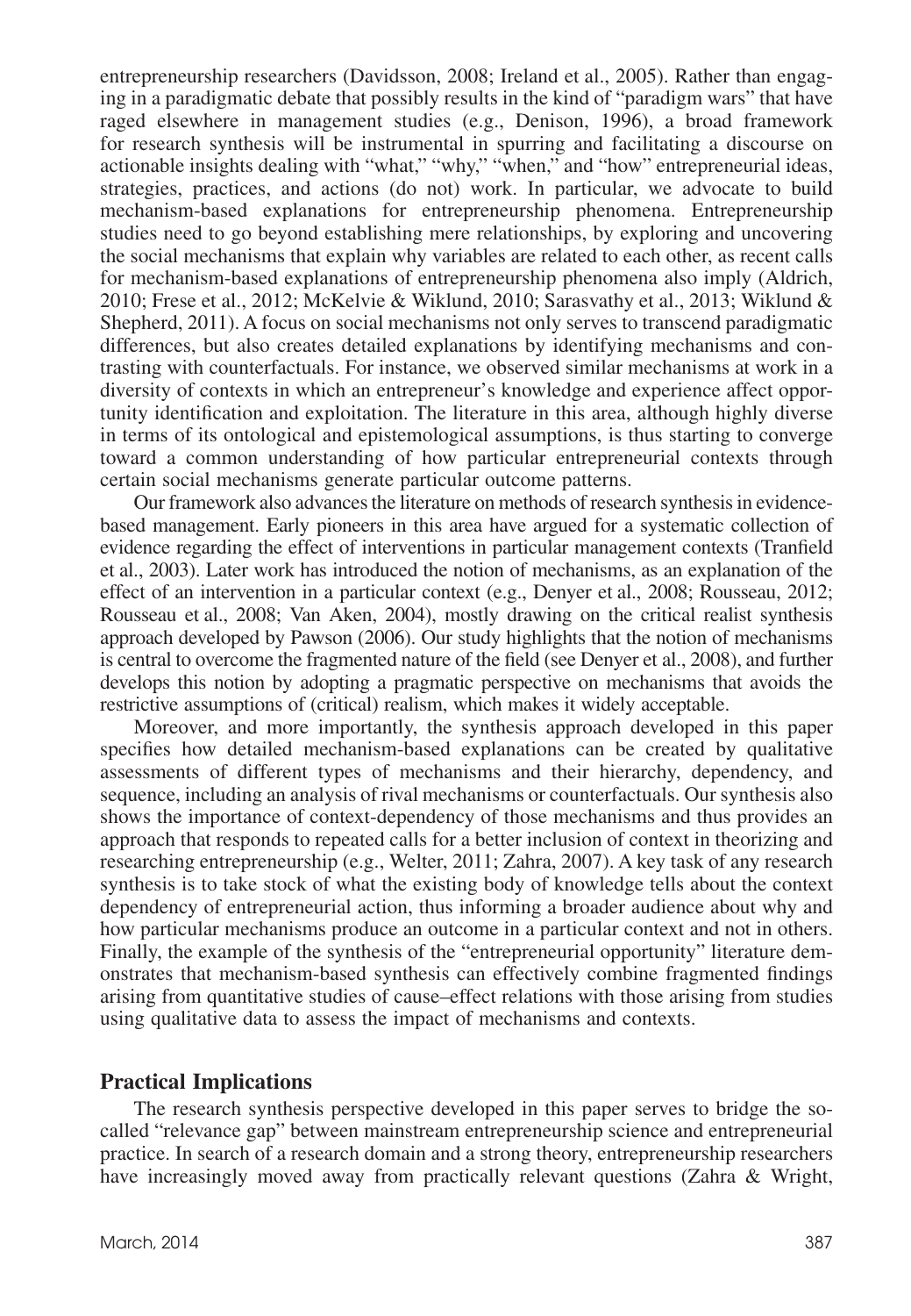entrepreneurship researchers (Davidsson, 2008; Ireland et al., 2005). Rather than engaging in a paradigmatic debate that possibly results in the kind of "paradigm wars" that have raged elsewhere in management studies (e.g., Denison, 1996), a broad framework for research synthesis will be instrumental in spurring and facilitating a discourse on actionable insights dealing with "what," "why," "when," and "how" entrepreneurial ideas, strategies, practices, and actions (do not) work. In particular, we advocate to build mechanism-based explanations for entrepreneurship phenomena. Entrepreneurship studies need to go beyond establishing mere relationships, by exploring and uncovering the social mechanisms that explain why variables are related to each other, as recent calls for mechanism-based explanations of entrepreneurship phenomena also imply (Aldrich, 2010; Frese et al., 2012; McKelvie & Wiklund, 2010; Sarasvathy et al., 2013; Wiklund & Shepherd, 2011). A focus on social mechanisms not only serves to transcend paradigmatic differences, but also creates detailed explanations by identifying mechanisms and contrasting with counterfactuals. For instance, we observed similar mechanisms at work in a diversity of contexts in which an entrepreneur's knowledge and experience affect opportunity identification and exploitation. The literature in this area, although highly diverse in terms of its ontological and epistemological assumptions, is thus starting to converge toward a common understanding of how particular entrepreneurial contexts through certain social mechanisms generate particular outcome patterns.

Our framework also advances the literature on methods of research synthesis in evidence-based management. Early pioneers in this area have argued for a systematic collection of evidence regarding the effect of interventions in particular management contexts (Tranfield et al., 2003). Later work has introduced the notion of mechanisms, as an explanation of the effect of an intervention in a particular context (e.g., Denyer et al., 2008; Rousseau, 2012; Rousseau et al., 2008; Van Aken, 2004), mostly drawing on the critical realist synthesis approach developed by Pawson (2006). Our study highlights that the notion of mechanisms is central to overcome the fragmented nature of the field (see Denyer et al., 2008), and further develops this notion by adopting a pragmatic perspective on mechanisms that avoids the restrictive assumptions of (critical) realism, which makes it widely acceptable.

Moreover, and more importantly, the synthesis approach developed in this paper specifies how detailed mechanism-based explanations can be created by qualitative assessments of different types of mechanisms and their hierarchy, dependency, and sequence, including an analysis of rival mechanisms or counterfactuals. Our synthesis also shows the importance of context-dependency of those mechanisms and thus provides an approach that responds to repeated calls for a better inclusion of context in theorizing and researching entrepreneurship (e.g., Welter, 2011; Zahra, 2007). A key task of any research synthesis is to take stock of what the existing body of knowledge tells about the context dependency of entrepreneurial action, thus informing a broader audience about why and how particular mechanisms produce an outcome in a particular context and not in others. Finally, the example of the synthesis of the "entrepreneurial opportunity" literature demonstrates that mechanism-based synthesis can effectively combine fragmented findings arising from quantitative studies of cause–effect relations with those arising from studies using qualitative data to assess the impact of mechanisms and contexts.

## Practical Implications

The research synthesis perspective developed in this paper serves to bridge the so-called "relevance gap" between mainstream entrepreneurship science and entrepreneurial practice. In search of a research domain and a strong theory, entrepreneurship researchers have increasingly moved away from practically relevant questions (Zahra & Wright,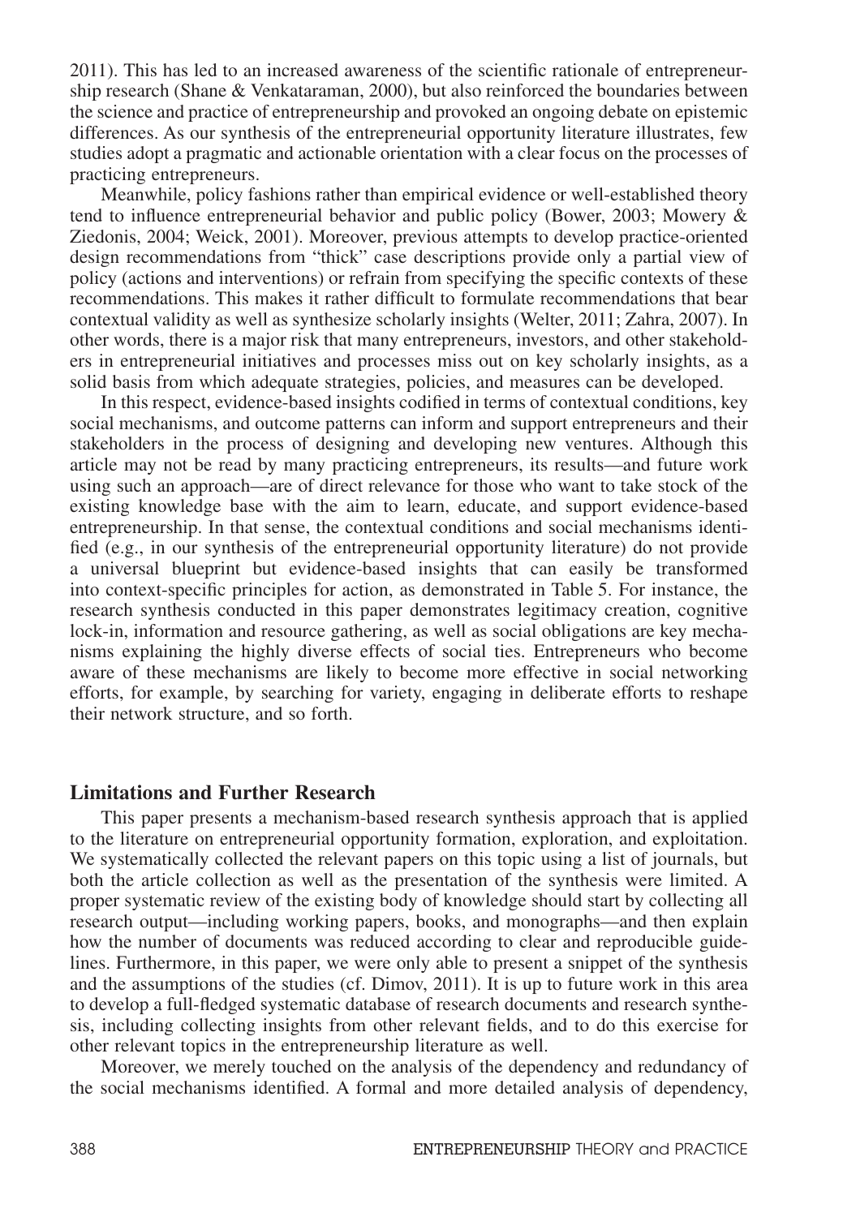2011). This has led to an increased awareness of the scientific rationale of entrepreneurship research (Shane & Venkataraman, 2000), but also reinforced the boundaries between the science and practice of entrepreneurship and provoked an ongoing debate on epistemic differences. As our synthesis of the entrepreneurial opportunity literature illustrates, few studies adopt a pragmatic and actionable orientation with a clear focus on the processes of practicing entrepreneurs.

Meanwhile, policy fashions rather than empirical evidence or well-established theory tend to influence entrepreneurial behavior and public policy (Bower, 2003; Mowery & Ziedonis, 2004; Weick, 2001). Moreover, previous attempts to develop practice-oriented design recommendations from "thick" case descriptions provide only a partial view of policy (actions and interventions) or refrain from specifying the specific contexts of these recommendations. This makes it rather difficult to formulate recommendations that bear contextual validity as well as synthesize scholarly insights (Welter, 2011; Zahra, 2007). In other words, there is a major risk that many entrepreneurs, investors, and other stakeholders in entrepreneurial initiatives and processes miss out on key scholarly insights, as a solid basis from which adequate strategies, policies, and measures can be developed.

In this respect, evidence-based insights codified in terms of contextual conditions, key social mechanisms, and outcome patterns can inform and support entrepreneurs and their stakeholders in the process of designing and developing new ventures. Although this article may not be read by many practicing entrepreneurs, its results—and future work using such an approach—are of direct relevance for those who want to take stock of the existing knowledge base with the aim to learn, educate, and support evidence-based entrepreneurship. In that sense, the contextual conditions and social mechanisms identified (e.g., in our synthesis of the entrepreneurial opportunity literature) do not provide a universal blueprint but evidence-based insights that can easily be transformed into context-specific principles for action, as demonstrated in Table 5. For instance, the research synthesis conducted in this paper demonstrates legitimacy creation, cognitive lock-in, information and resource gathering, as well as social obligations are key mechanisms explaining the highly diverse effects of social ties. Entrepreneurs who become aware of these mechanisms are likely to become more effective in social networking efforts, for example, by searching for variety, engaging in deliberate efforts to reshape their network structure, and so forth.

## Limitations and Further Research

This paper presents a mechanism-based research synthesis approach that is applied to the literature on entrepreneurial opportunity formation, exploration, and exploitation. We systematically collected the relevant papers on this topic using a list of journals, but both the article collection as well as the presentation of the synthesis were limited. A proper systematic review of the existing body of knowledge should start by collecting all research output—including working papers, books, and monographs—and then explain how the number of documents was reduced according to clear and reproducible guidelines. Furthermore, in this paper, we were only able to present a snippet of the synthesis and the assumptions of the studies (cf. Dimov, 2011). It is up to future work in this area to develop a full-fledged systematic database of research documents and research synthesis, including collecting insights from other relevant fields, and to do this exercise for other relevant topics in the entrepreneurship literature as well.

Moreover, we merely touched on the analysis of the dependency and redundancy of the social mechanisms identified. A formal and more detailed analysis of dependency,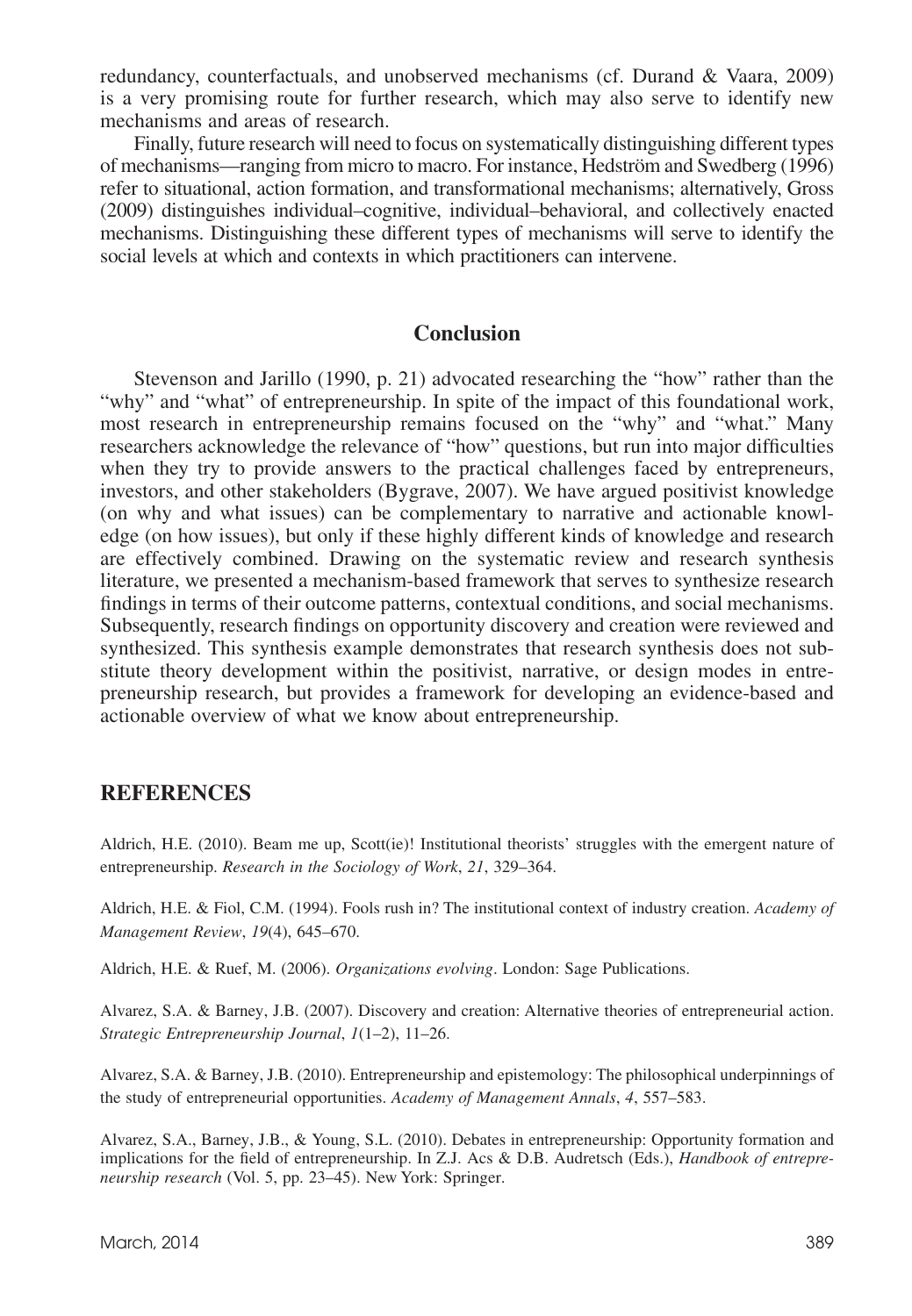redundancy, counterfactuals, and unobserved mechanisms (cf. Durand & Vaara, 2009) is a very promising route for further research, which may also serve to identify new mechanisms and areas of research.

Finally, future research will need to focus on systematically distinguishing different types of mechanisms—ranging from micro to macro. For instance, Hedström and Swedberg (1996) refer to situational, action formation, and transformational mechanisms; alternatively, Gross (2009) distinguishes individual–cognitive, individual–behavioral, and collectively enacted mechanisms. Distinguishing these different types of mechanisms will serve to identify the social levels at which and contexts in which practitioners can intervene.

## Conclusion

Stevenson and Jarillo (1990, p. 21) advocated researching the "how" rather than the "why" and "what" of entrepreneurship. In spite of the impact of this foundational work, most research in entrepreneurship remains focused on the "why" and "what." Many researchers acknowledge the relevance of "how" questions, but run into major difficulties when they try to provide answers to the practical challenges faced by entrepreneurs, investors, and other stakeholders (Bygrave, 2007). We have argued positivist knowledge (on why and what issues) can be complementary to narrative and actionable knowledge (on how issues), but only if these highly different kinds of knowledge and research are effectively combined. Drawing on the systematic review and research synthesis literature, we presented a mechanism-based framework that serves to synthesize research findings in terms of their outcome patterns, contextual conditions, and social mechanisms. Subsequently, research findings on opportunity discovery and creation were reviewed and synthesized. This synthesis example demonstrates that research synthesis does not substitute theory development within the positivist, narrative, or design modes in entrepreneurship research, but provides a framework for developing an evidence-based and actionable overview of what we know about entrepreneurship.

## REFERENCES

Aldrich, H.E. (2010). Beam me up, Scott(ie)! Institutional theorists' struggles with the emergent nature of entrepreneurship. *Research in the Sociology of Work*, *21*, 329–364.

Aldrich, H.E. & Fiol, C.M. (1994). Fools rush in? The institutional context of industry creation. *Academy of Management Review*, *19*(4), 645–670.

Aldrich, H.E. & Ruef, M. (2006). *Organizations evolving*. London: Sage Publications.

Alvarez, S.A. & Barney, J.B. (2007). Discovery and creation: Alternative theories of entrepreneurial action. *Strategic Entrepreneurship Journal*, *1*(1–2), 11–26.

Alvarez, S.A. & Barney, J.B. (2010). Entrepreneurship and epistemology: The philosophical underpinnings of the study of entrepreneurial opportunities. *Academy of Management Annals*, *4*, 557–583.

Alvarez, S.A., Barney, J.B., & Young, S.L. (2010). Debates in entrepreneurship: Opportunity formation and implications for the field of entrepreneurship. In Z.J. Acs & D.B. Audretsch (Eds.), *Handbook of entrepreneurship research* (Vol. 5, pp. 23–45). New York: Springer.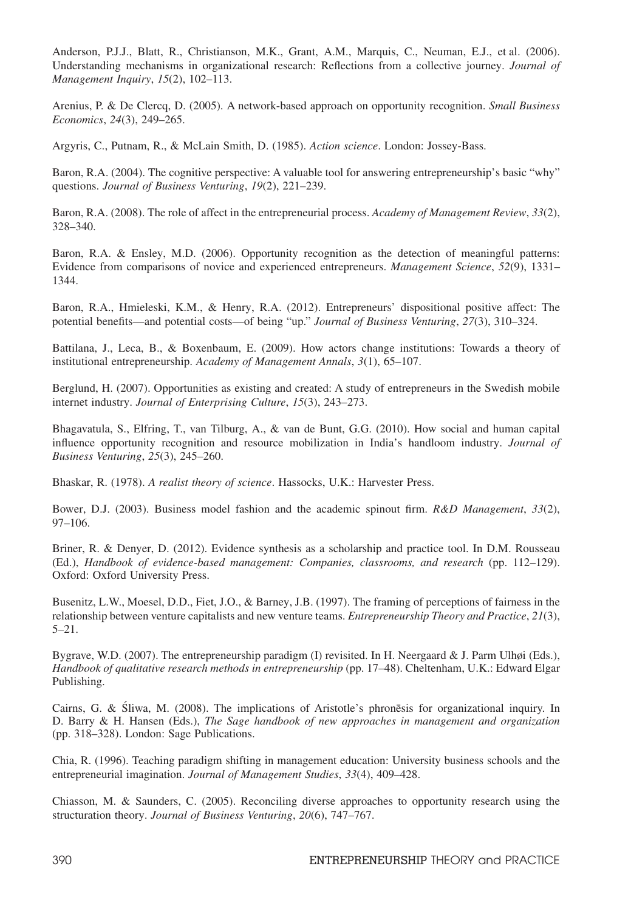Anderson, P.J.J., Blatt, R., Christianson, M.K., Grant, A.M., Marquis, C., Neuman, E.J., et al. (2006). Understanding mechanisms in organizational research: Reflections from a collective journey. *Journal of Management Inquiry*, *15*(2), 102–113.

Arenius, P. & De Clercq, D. (2005). A network-based approach on opportunity recognition. *Small Business Economics*, *24*(3), 249–265.

Argyris, C., Putnam, R., & McLain Smith, D. (1985). *Action science*. London: Jossey-Bass.

Baron, R.A. (2004). The cognitive perspective: A valuable tool for answering entrepreneurship's basic "why" questions. *Journal of Business Venturing*, *19*(2), 221–239.

Baron, R.A. (2008). The role of affect in the entrepreneurial process. *Academy of Management Review*, *33*(2), 328–340.

Baron, R.A. & Ensley, M.D. (2006). Opportunity recognition as the detection of meaningful patterns: Evidence from comparisons of novice and experienced entrepreneurs. *Management Science*, *52*(9), 1331–1344.

Baron, R.A., Hmieleski, K.M., & Henry, R.A. (2012). Entrepreneurs' dispositional positive affect: The potential benefits—and potential costs—of being "up." *Journal of Business Venturing*, *27*(3), 310–324.

Battilana, J., Leca, B., & Boxenbaum, E. (2009). How actors change institutions: Towards a theory of institutional entrepreneurship. *Academy of Management Annals*, *3*(1), 65–107.

Berglund, H. (2007). Opportunities as existing and created: A study of entrepreneurs in the Swedish mobile internet industry. *Journal of Enterprising Culture*, *15*(3), 243–273.

Bhagavatula, S., Elfring, T., van Tilburg, A., & van de Bunt, G.G. (2010). How social and human capital influence opportunity recognition and resource mobilization in India's handloom industry. *Journal of Business Venturing*, *25*(3), 245–260.

Bhaskar, R. (1978). *A realist theory of science*. Hassocks, U.K.: Harvester Press.

Bower, D.J. (2003). Business model fashion and the academic spinout firm. *R&D Management*, *33*(2), 97–106.

Briner, R. & Denyer, D. (2012). Evidence synthesis as a scholarship and practice tool. In D.M. Rousseau (Ed.), *Handbook of evidence-based management: Companies, classrooms, and research* (pp. 112–129). Oxford: Oxford University Press.

Busenitz, L.W., Moesel, D.D., Fiet, J.O., & Barney, J.B. (1997). The framing of perceptions of fairness in the relationship between venture capitalists and new venture teams. *Entrepreneurship Theory and Practice*, *21*(3), 5–21.

Bygrave, W.D. (2007). The entrepreneurship paradigm (I) revisited. In H. Neergaard & J. Parm Ulhøi (Eds.), *Handbook of qualitative research methods in entrepreneurship* (pp. 17–48). Cheltenham, U.K.: Edward Elgar Publishing.

Cairns, G. & Śliwa, M. (2008). The implications of Aristotle's phronēsis for organizational inquiry. In D. Barry & H. Hansen (Eds.), *The Sage handbook of new approaches in management and organization* (pp. 318–328). London: Sage Publications.

Chia, R. (1996). Teaching paradigm shifting in management education: University business schools and the entrepreneurial imagination. *Journal of Management Studies*, *33*(4), 409–428.

Chiasson, M. & Saunders, C. (2005). Reconciling diverse approaches to opportunity research using the structuration theory. *Journal of Business Venturing*, *20*(6), 747–767.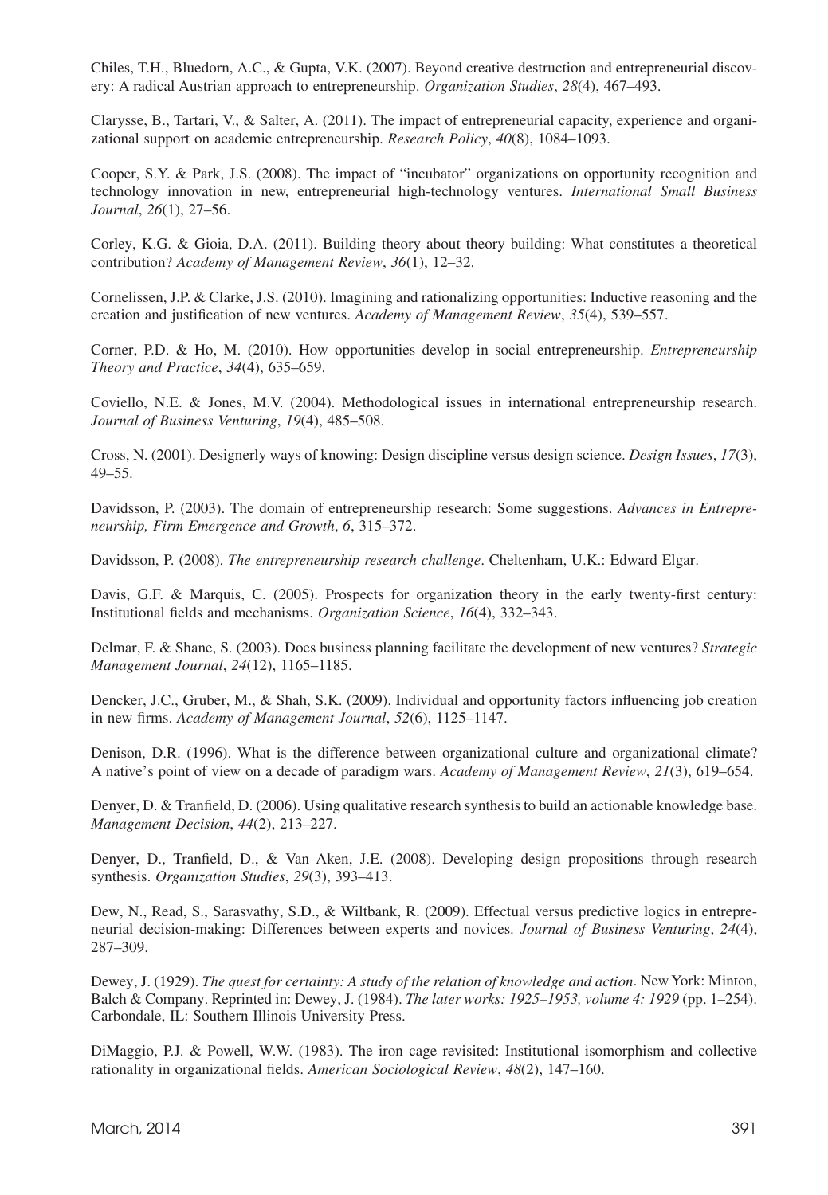Chiles, T.H., Bluedorn, A.C., & Gupta, V.K. (2007). Beyond creative destruction and entrepreneurial discovery: A radical Austrian approach to entrepreneurship. *Organization Studies*, *28*(4), 467–493.

Clarysse, B., Tartari, V., & Salter, A. (2011). The impact of entrepreneurial capacity, experience and organizational support on academic entrepreneurship. *Research Policy*, *40*(8), 1084–1093.

Cooper, S.Y. & Park, J.S. (2008). The impact of "incubator" organizations on opportunity recognition and technology innovation in new, entrepreneurial high-technology ventures. *International Small Business Journal*, *26*(1), 27–56.

Corley, K.G. & Gioia, D.A. (2011). Building theory about theory building: What constitutes a theoretical contribution? *Academy of Management Review*, *36*(1), 12–32.

Cornelissen, J.P. & Clarke, J.S. (2010). Imagining and rationalizing opportunities: Inductive reasoning and the creation and justification of new ventures. *Academy of Management Review*, *35*(4), 539–557.

Corner, P.D. & Ho, M. (2010). How opportunities develop in social entrepreneurship. *Entrepreneurship Theory and Practice*, *34*(4), 635–659.

Coviello, N.E. & Jones, M.V. (2004). Methodological issues in international entrepreneurship research. *Journal of Business Venturing*, *19*(4), 485–508.

Cross, N. (2001). Designerly ways of knowing: Design discipline versus design science. *Design Issues*, *17*(3), 49–55.

Davidsson, P. (2003). The domain of entrepreneurship research: Some suggestions. *Advances in Entrepreneurship, Firm Emergence and Growth*, *6*, 315–372.

Davidsson, P. (2008). *The entrepreneurship research challenge*. Cheltenham, U.K.: Edward Elgar.

Davis, G.F. & Marquis, C. (2005). Prospects for organization theory in the early twenty-first century: Institutional fields and mechanisms. *Organization Science*, *16*(4), 332–343.

Delmar, F. & Shane, S. (2003). Does business planning facilitate the development of new ventures? *Strategic Management Journal*, *24*(12), 1165–1185.

Dencker, J.C., Gruber, M., & Shah, S.K. (2009). Individual and opportunity factors influencing job creation in new firms. *Academy of Management Journal*, *52*(6), 1125–1147.

Denison, D.R. (1996). What is the difference between organizational culture and organizational climate? A native's point of view on a decade of paradigm wars. *Academy of Management Review*, *21*(3), 619–654.

Denyer, D. & Tranfield, D. (2006). Using qualitative research synthesis to build an actionable knowledge base. *Management Decision*, *44*(2), 213–227.

Denyer, D., Tranfield, D., & Van Aken, J.E. (2008). Developing design propositions through research synthesis. *Organization Studies*, *29*(3), 393–413.

Dew, N., Read, S., Sarasvathy, S.D., & Wiltbank, R. (2009). Effectual versus predictive logics in entrepreneurial decision-making: Differences between experts and novices. *Journal of Business Venturing*, *24*(4), 287–309.

Dewey, J. (1929). *The quest for certainty: A study of the relation of knowledge and action*. New York: Minton, Balch & Company. Reprinted in: Dewey, J. (1984). *The later works: 1925–1953, volume 4: 1929* (pp. 1–254). Carbondale, IL: Southern Illinois University Press.

DiMaggio, P.J. & Powell, W.W. (1983). The iron cage revisited: Institutional isomorphism and collective rationality in organizational fields. *American Sociological Review*, *48*(2), 147–160.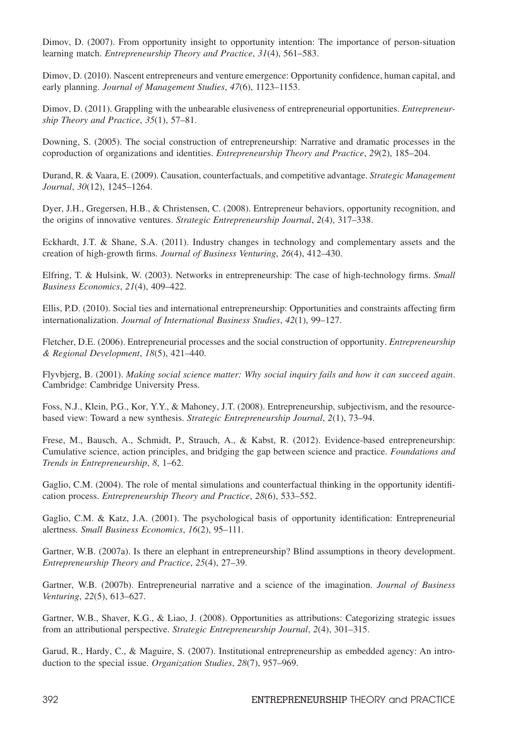Dimov, D. (2007). From opportunity insight to opportunity intention: The importance of person-situation learning match. *Entrepreneurship Theory and Practice*, *31*(4), 561–583.

Dimov, D. (2010). Nascent entrepreneurs and venture emergence: Opportunity confidence, human capital, and early planning. *Journal of Management Studies*, *47*(6), 1123–1153.

Dimov, D. (2011). Grappling with the unbearable elusiveness of entrepreneurial opportunities. *Entrepreneurship Theory and Practice*, *35*(1), 57–81.

Downing, S. (2005). The social construction of entrepreneurship: Narrative and dramatic processes in the coproduction of organizations and identities. *Entrepreneurship Theory and Practice*, *29*(2), 185–204.

Durand, R. & Vaara, E. (2009). Causation, counterfactuals, and competitive advantage. *Strategic Management Journal*, *30*(12), 1245–1264.

Dyer, J.H., Gregersen, H.B., & Christensen, C. (2008). Entrepreneur behaviors, opportunity recognition, and the origins of innovative ventures. *Strategic Entrepreneurship Journal*, *2*(4), 317–338.

Eckhardt, J.T. & Shane, S.A. (2011). Industry changes in technology and complementary assets and the creation of high-growth firms. *Journal of Business Venturing*, *26*(4), 412–430.

Elfring, T. & Hulsink, W. (2003). Networks in entrepreneurship: The case of high-technology firms. *Small Business Economics*, *21*(4), 409–422.

Ellis, P.D. (2010). Social ties and international entrepreneurship: Opportunities and constraints affecting firm internationalization. *Journal of International Business Studies*, *42*(1), 99–127.

Fletcher, D.E. (2006). Entrepreneurial processes and the social construction of opportunity. *Entrepreneurship & Regional Development*, *18*(5), 421–440.

Flyvbjerg, B. (2001). *Making social science matter: Why social inquiry fails and how it can succeed again*. Cambridge: Cambridge University Press.

Foss, N.J., Klein, P.G., Kor, Y.Y., & Mahoney, J.T. (2008). Entrepreneurship, subjectivism, and the resource-based view: Toward a new synthesis. *Strategic Entrepreneurship Journal*, *2*(1), 73–94.

Frese, M., Bausch, A., Schmidt, P., Strauch, A., & Kabst, R. (2012). Evidence-based entrepreneurship: Cumulative science, action principles, and bridging the gap between science and practice. *Foundations and Trends in Entrepreneurship*, *8*, 1–62.

Gaglio, C.M. (2004). The role of mental simulations and counterfactual thinking in the opportunity identification process. *Entrepreneurship Theory and Practice*, *28*(6), 533–552.

Gaglio, C.M. & Katz, J.A. (2001). The psychological basis of opportunity identification: Entrepreneurial alertness. *Small Business Economics*, *16*(2), 95–111.

Gartner, W.B. (2007a). Is there an elephant in entrepreneurship? Blind assumptions in theory development. *Entrepreneurship Theory and Practice*, *25*(4), 27–39.

Gartner, W.B. (2007b). Entrepreneurial narrative and a science of the imagination. *Journal of Business Venturing*, *22*(5), 613–627.

Gartner, W.B., Shaver, K.G., & Liao, J. (2008). Opportunities as attributions: Categorizing strategic issues from an attributional perspective. *Strategic Entrepreneurship Journal*, *2*(4), 301–315.

Garud, R., Hardy, C., & Maguire, S. (2007). Institutional entrepreneurship as embedded agency: An introduction to the special issue. *Organization Studies*, *28*(7), 957–969.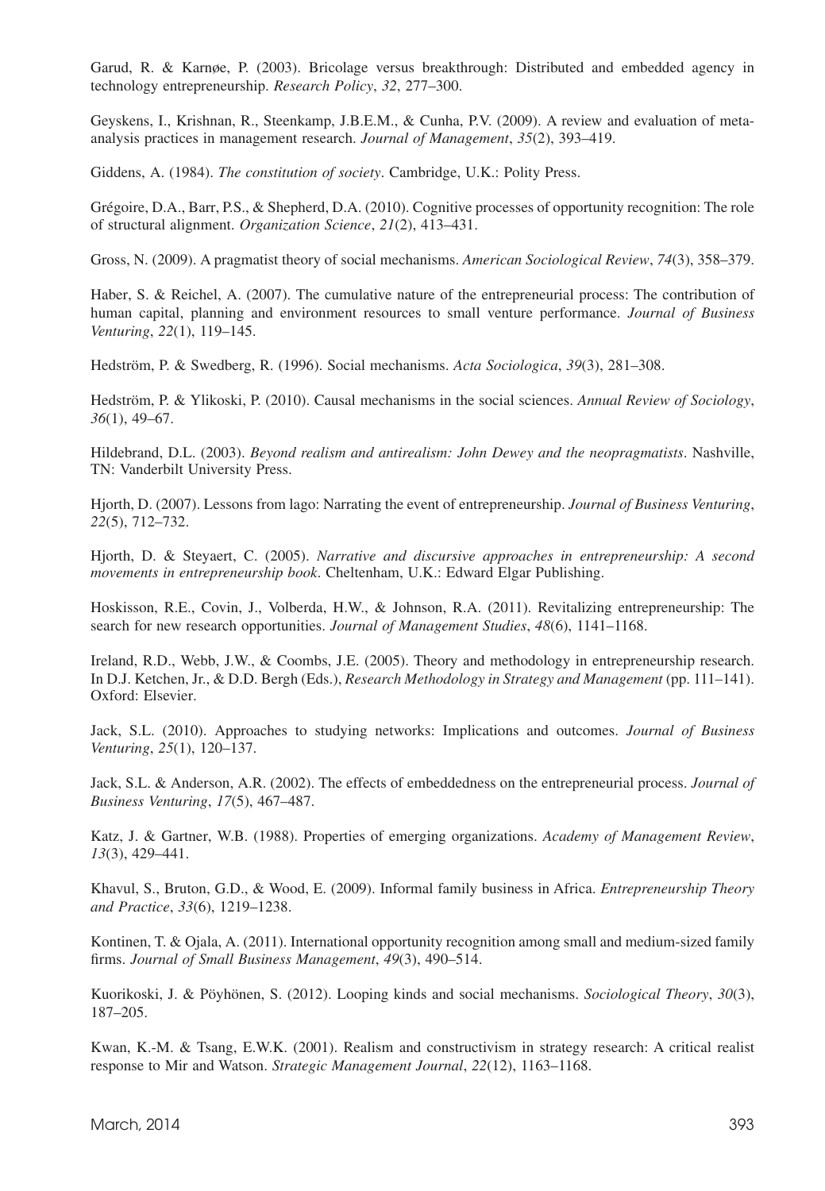Garud, R. & Karnøe, P. (2003). Bricolage versus breakthrough: Distributed and embedded agency in technology entrepreneurship. *Research Policy*, *32*, 277–300.

Geyskens, I., Krishnan, R., Steenkamp, J.B.E.M., & Cunha, P.V. (2009). A review and evaluation of meta-analysis practices in management research. *Journal of Management*, *35*(2), 393–419.

Giddens, A. (1984). *The constitution of society*. Cambridge, U.K.: Polity Press.

Grégoire, D.A., Barr, P.S., & Shepherd, D.A. (2010). Cognitive processes of opportunity recognition: The role of structural alignment. *Organization Science*, *21*(2), 413–431.

Gross, N. (2009). A pragmatist theory of social mechanisms. *American Sociological Review*, *74*(3), 358–379.

Haber, S. & Reichel, A. (2007). The cumulative nature of the entrepreneurial process: The contribution of human capital, planning and environment resources to small venture performance. *Journal of Business Venturing*, *22*(1), 119–145.

Hedström, P. & Swedberg, R. (1996). Social mechanisms. *Acta Sociologica*, *39*(3), 281–308.

Hedström, P. & Ylikoski, P. (2010). Causal mechanisms in the social sciences. *Annual Review of Sociology*, *36*(1), 49–67.

Hildebrand, D.L. (2003). *Beyond realism and antirealism: John Dewey and the neopragmatists*. Nashville, TN: Vanderbilt University Press.

Hjorth, D. (2007). Lessons from lago: Narrating the event of entrepreneurship. *Journal of Business Venturing*, *22*(5), 712–732.

Hjorth, D. & Steyaert, C. (2005). *Narrative and discursive approaches in entrepreneurship: A second movements in entrepreneurship book*. Cheltenham, U.K.: Edward Elgar Publishing.

Hoskisson, R.E., Covin, J., Volberda, H.W., & Johnson, R.A. (2011). Revitalizing entrepreneurship: The search for new research opportunities. *Journal of Management Studies*, *48*(6), 1141–1168.

Ireland, R.D., Webb, J.W., & Coombs, J.E. (2005). Theory and methodology in entrepreneurship research. In D.J. Ketchen, Jr., & D.D. Bergh (Eds.), *Research Methodology in Strategy and Management* (pp. 111–141). Oxford: Elsevier.

Jack, S.L. (2010). Approaches to studying networks: Implications and outcomes. *Journal of Business Venturing*, *25*(1), 120–137.

Jack, S.L. & Anderson, A.R. (2002). The effects of embeddedness on the entrepreneurial process. *Journal of Business Venturing*, *17*(5), 467–487.

Katz, J. & Gartner, W.B. (1988). Properties of emerging organizations. *Academy of Management Review*, *13*(3), 429–441.

Khavul, S., Bruton, G.D., & Wood, E. (2009). Informal family business in Africa. *Entrepreneurship Theory and Practice*, *33*(6), 1219–1238.

Kontinen, T. & Ojala, A. (2011). International opportunity recognition among small and medium-sized family firms. *Journal of Small Business Management*, *49*(3), 490–514.

Kuorikoski, J. & Pöyhönen, S. (2012). Looping kinds and social mechanisms. *Sociological Theory*, *30*(3), 187–205.

Kwan, K.-M. & Tsang, E.W.K. (2001). Realism and constructivism in strategy research: A critical realist response to Mir and Watson. *Strategic Management Journal*, *22*(12), 1163–1168.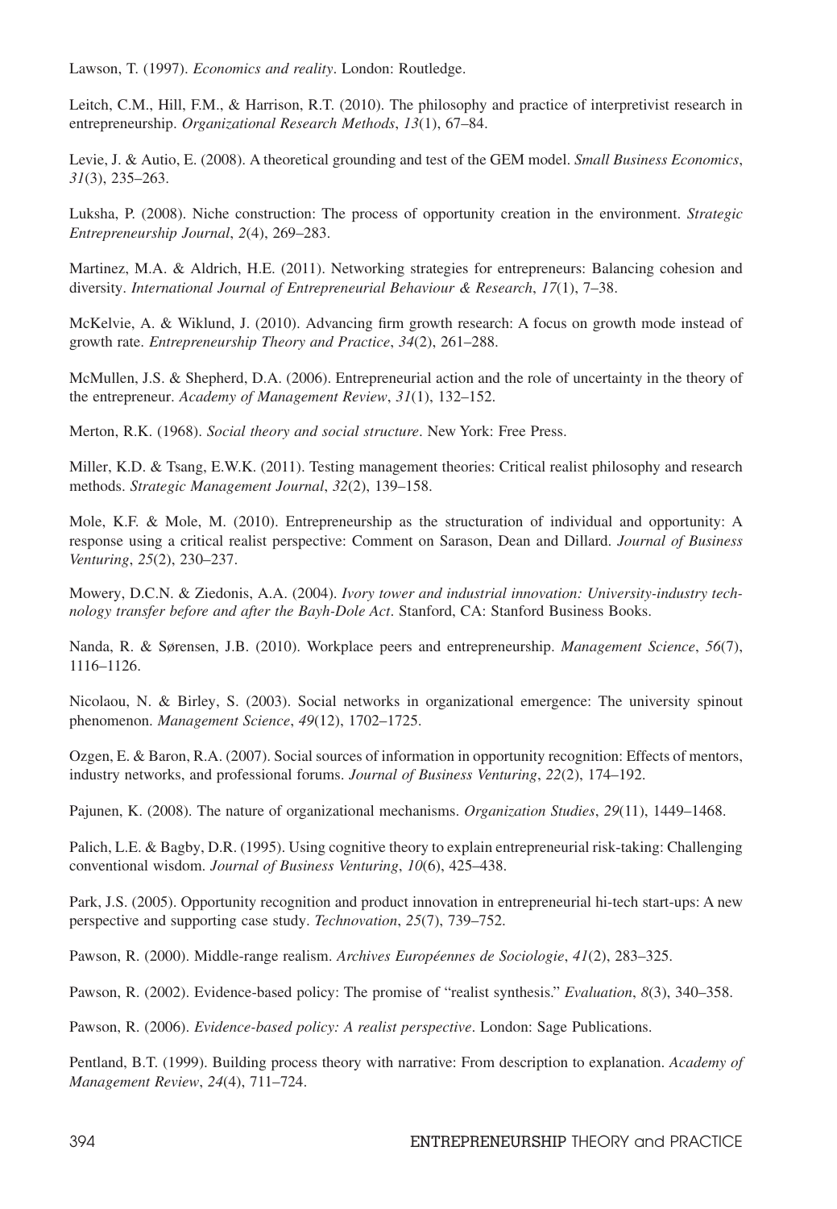Lawson, T. (1997). *Economics and reality*. London: Routledge.

Leitch, C.M., Hill, F.M., & Harrison, R.T. (2010). The philosophy and practice of interpretivist research in entrepreneurship. *Organizational Research Methods*, *13*(1), 67–84.

Levie, J. & Autio, E. (2008). A theoretical grounding and test of the GEM model. *Small Business Economics*, *31*(3), 235–263.

Luksha, P. (2008). Niche construction: The process of opportunity creation in the environment. *Strategic Entrepreneurship Journal*, *2*(4), 269–283.

Martinez, M.A. & Aldrich, H.E. (2011). Networking strategies for entrepreneurs: Balancing cohesion and diversity. *International Journal of Entrepreneurial Behaviour & Research*, *17*(1), 7–38.

McKelvie, A. & Wiklund, J. (2010). Advancing firm growth research: A focus on growth mode instead of growth rate. *Entrepreneurship Theory and Practice*, *34*(2), 261–288.

McMullen, J.S. & Shepherd, D.A. (2006). Entrepreneurial action and the role of uncertainty in the theory of the entrepreneur. *Academy of Management Review*, *31*(1), 132–152.

Merton, R.K. (1968). *Social theory and social structure*. New York: Free Press.

Miller, K.D. & Tsang, E.W.K. (2011). Testing management theories: Critical realist philosophy and research methods. *Strategic Management Journal*, *32*(2), 139–158.

Mole, K.F. & Mole, M. (2010). Entrepreneurship as the structuration of individual and opportunity: A response using a critical realist perspective: Comment on Sarason, Dean and Dillard. *Journal of Business Venturing*, *25*(2), 230–237.

Mowery, D.C.N. & Ziedonis, A.A. (2004). *Ivory tower and industrial innovation: University-industry technology transfer before and after the Bayh-Dole Act*. Stanford, CA: Stanford Business Books.

Nanda, R. & Sørensen, J.B. (2010). Workplace peers and entrepreneurship. *Management Science*, *56*(7), 1116–1126.

Nicolaou, N. & Birley, S. (2003). Social networks in organizational emergence: The university spinout phenomenon. *Management Science*, *49*(12), 1702–1725.

Ozgen, E. & Baron, R.A. (2007). Social sources of information in opportunity recognition: Effects of mentors, industry networks, and professional forums. *Journal of Business Venturing*, *22*(2), 174–192.

Pajunen, K. (2008). The nature of organizational mechanisms. *Organization Studies*, *29*(11), 1449–1468.

Palich, L.E. & Bagby, D.R. (1995). Using cognitive theory to explain entrepreneurial risk-taking: Challenging conventional wisdom. *Journal of Business Venturing*, *10*(6), 425–438.

Park, J.S. (2005). Opportunity recognition and product innovation in entrepreneurial hi-tech start-ups: A new perspective and supporting case study. *Technovation*, *25*(7), 739–752.

Pawson, R. (2000). Middle-range realism. *Archives Européennes de Sociologie*, *41*(2), 283–325.

Pawson, R. (2002). Evidence-based policy: The promise of "realist synthesis." *Evaluation*, *8*(3), 340–358.

Pawson, R. (2006). *Evidence-based policy: A realist perspective*. London: Sage Publications.

Pentland, B.T. (1999). Building process theory with narrative: From description to explanation. *Academy of Management Review*, *24*(4), 711–724.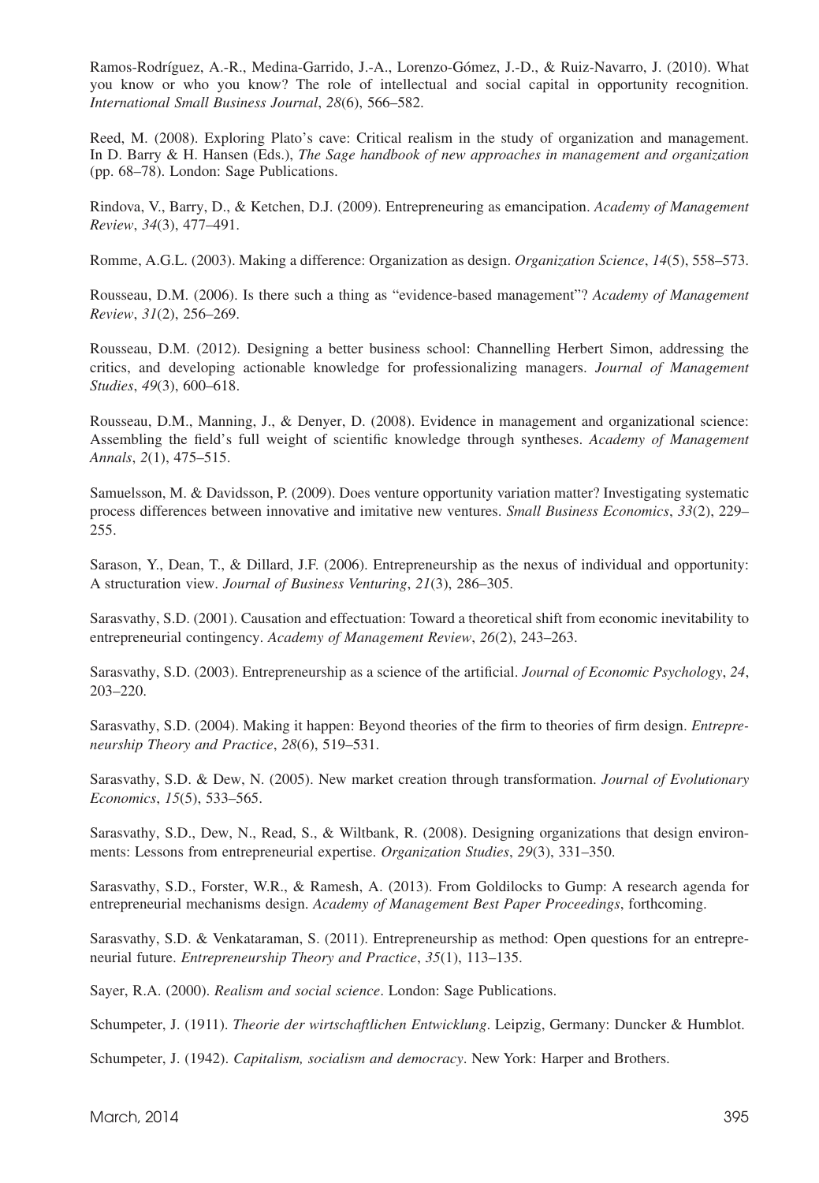Ramos-Rodríguez, A.-R., Medina-Garrido, J.-A., Lorenzo-Gómez, J.-D., & Ruiz-Navarro, J. (2010). What you know or who you know? The role of intellectual and social capital in opportunity recognition. *International Small Business Journal*, *28*(6), 566–582.

Reed, M. (2008). Exploring Plato's cave: Critical realism in the study of organization and management. In D. Barry & H. Hansen (Eds.), *The Sage handbook of new approaches in management and organization* (pp. 68–78). London: Sage Publications.

Rindova, V., Barry, D., & Ketchen, D.J. (2009). Entrepreneuring as emancipation. *Academy of Management Review*, *34*(3), 477–491.

Romme, A.G.L. (2003). Making a difference: Organization as design. *Organization Science*, *14*(5), 558–573.

Rousseau, D.M. (2006). Is there such a thing as "evidence-based management"? *Academy of Management Review*, *31*(2), 256–269.

Rousseau, D.M. (2012). Designing a better business school: Channelling Herbert Simon, addressing the critics, and developing actionable knowledge for professionalizing managers. *Journal of Management Studies*, *49*(3), 600–618.

Rousseau, D.M., Manning, J., & Denyer, D. (2008). Evidence in management and organizational science: Assembling the field's full weight of scientific knowledge through syntheses. *Academy of Management Annals*, *2*(1), 475–515.

Samuelsson, M. & Davidsson, P. (2009). Does venture opportunity variation matter? Investigating systematic process differences between innovative and imitative new ventures. *Small Business Economics*, *33*(2), 229–255.

Sarason, Y., Dean, T., & Dillard, J.F. (2006). Entrepreneurship as the nexus of individual and opportunity: A structuration view. *Journal of Business Venturing*, *21*(3), 286–305.

Sarasvathy, S.D. (2001). Causation and effectuation: Toward a theoretical shift from economic inevitability to entrepreneurial contingency. *Academy of Management Review*, *26*(2), 243–263.

Sarasvathy, S.D. (2003). Entrepreneurship as a science of the artificial. *Journal of Economic Psychology*, *24*, 203–220.

Sarasvathy, S.D. (2004). Making it happen: Beyond theories of the firm to theories of firm design. *Entrepreneurship Theory and Practice*, *28*(6), 519–531.

Sarasvathy, S.D. & Dew, N. (2005). New market creation through transformation. *Journal of Evolutionary Economics*, *15*(5), 533–565.

Sarasvathy, S.D., Dew, N., Read, S., & Wiltbank, R. (2008). Designing organizations that design environments: Lessons from entrepreneurial expertise. *Organization Studies*, *29*(3), 331–350.

Sarasvathy, S.D., Forster, W.R., & Ramesh, A. (2013). From Goldilocks to Gump: A research agenda for entrepreneurial mechanisms design. *Academy of Management Best Paper Proceedings*, forthcoming.

Sarasvathy, S.D. & Venkataraman, S. (2011). Entrepreneurship as method: Open questions for an entrepreneurial future. *Entrepreneurship Theory and Practice*, *35*(1), 113–135.

Sayer, R.A. (2000). *Realism and social science*. London: Sage Publications.

Schumpeter, J. (1911). *Theorie der wirtschaftlichen Entwicklung*. Leipzig, Germany: Duncker & Humblot.

Schumpeter, J. (1942). *Capitalism, socialism and democracy*. New York: Harper and Brothers.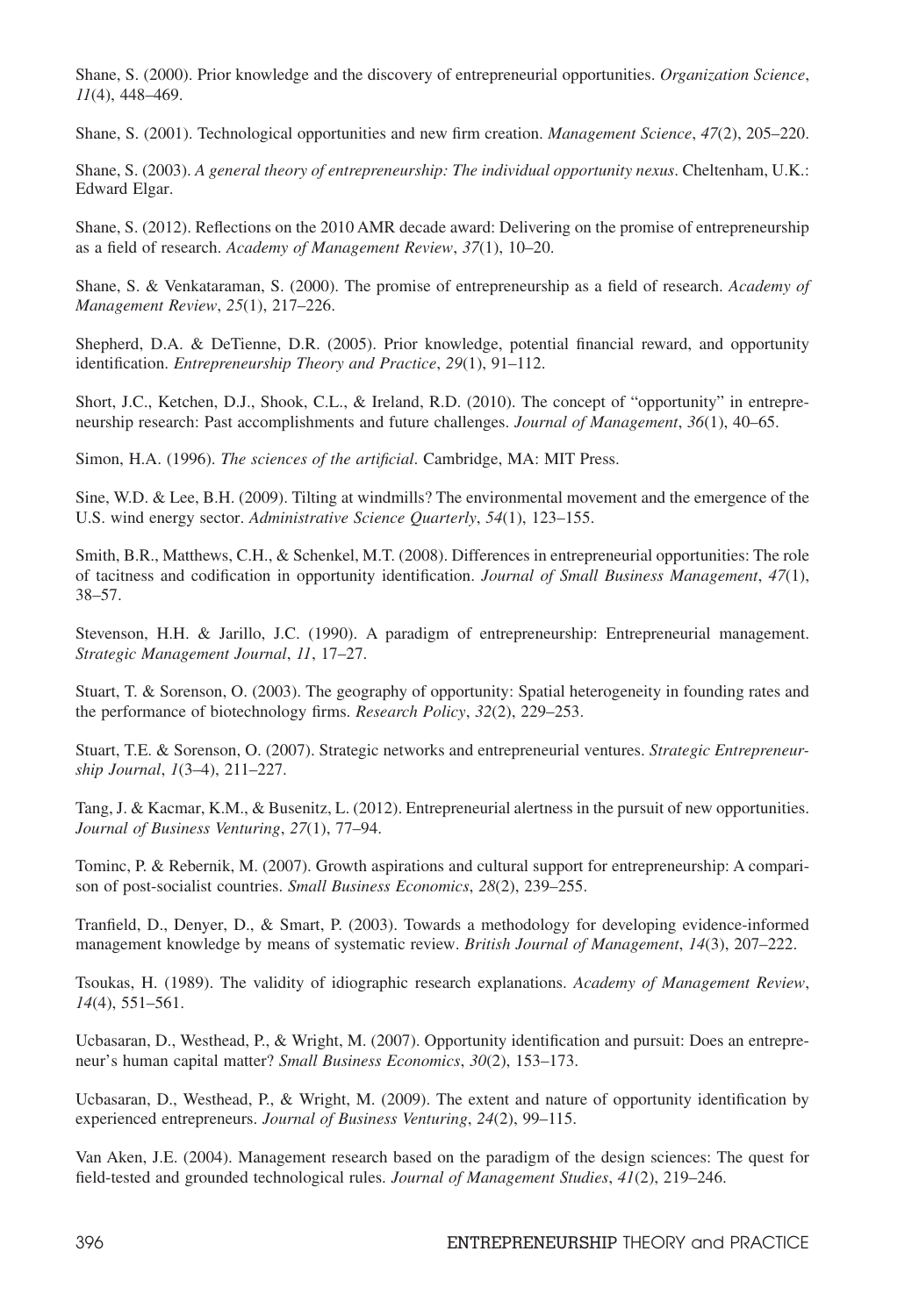Shane, S. (2000). Prior knowledge and the discovery of entrepreneurial opportunities. *Organization Science*, *11*(4), 448–469.

Shane, S. (2001). Technological opportunities and new firm creation. *Management Science*, *47*(2), 205–220.

Shane, S. (2003). *A general theory of entrepreneurship: The individual opportunity nexus*. Cheltenham, U.K.: Edward Elgar.

Shane, S. (2012). Reflections on the 2010 AMR decade award: Delivering on the promise of entrepreneurship as a field of research. *Academy of Management Review*, *37*(1), 10–20.

Shane, S. & Venkataraman, S. (2000). The promise of entrepreneurship as a field of research. *Academy of Management Review*, *25*(1), 217–226.

Shepherd, D.A. & DeTienne, D.R. (2005). Prior knowledge, potential financial reward, and opportunity identification. *Entrepreneurship Theory and Practice*, *29*(1), 91–112.

Short, J.C., Ketchen, D.J., Shook, C.L., & Ireland, R.D. (2010). The concept of "opportunity" in entrepreneurship research: Past accomplishments and future challenges. *Journal of Management*, *36*(1), 40–65.

Simon, H.A. (1996). *The sciences of the artificial*. Cambridge, MA: MIT Press.

Sine, W.D. & Lee, B.H. (2009). Tilting at windmills? The environmental movement and the emergence of the U.S. wind energy sector. *Administrative Science Quarterly*, *54*(1), 123–155.

Smith, B.R., Matthews, C.H., & Schenkel, M.T. (2008). Differences in entrepreneurial opportunities: The role of tacitness and codification in opportunity identification. *Journal of Small Business Management*, *47*(1), 38–57.

Stevenson, H.H. & Jarillo, J.C. (1990). A paradigm of entrepreneurship: Entrepreneurial management. *Strategic Management Journal*, *11*, 17–27.

Stuart, T. & Sorenson, O. (2003). The geography of opportunity: Spatial heterogeneity in founding rates and the performance of biotechnology firms. *Research Policy*, *32*(2), 229–253.

Stuart, T.E. & Sorenson, O. (2007). Strategic networks and entrepreneurial ventures. *Strategic Entrepreneurship Journal*, *1*(3–4), 211–227.

Tang, J. & Kacmar, K.M., & Busenitz, L. (2012). Entrepreneurial alertness in the pursuit of new opportunities. *Journal of Business Venturing*, *27*(1), 77–94.

Tominc, P. & Rebernik, M. (2007). Growth aspirations and cultural support for entrepreneurship: A comparison of post-socialist countries. *Small Business Economics*, *28*(2), 239–255.

Tranfield, D., Denyer, D., & Smart, P. (2003). Towards a methodology for developing evidence-informed management knowledge by means of systematic review. *British Journal of Management*, *14*(3), 207–222.

Tsoukas, H. (1989). The validity of idiographic research explanations. *Academy of Management Review*, *14*(4), 551–561.

Ucbasaran, D., Westhead, P., & Wright, M. (2007). Opportunity identification and pursuit: Does an entrepreneur's human capital matter? *Small Business Economics*, *30*(2), 153–173.

Ucbasaran, D., Westhead, P., & Wright, M. (2009). The extent and nature of opportunity identification by experienced entrepreneurs. *Journal of Business Venturing*, *24*(2), 99–115.

Van Aken, J.E. (2004). Management research based on the paradigm of the design sciences: The quest for field-tested and grounded technological rules. *Journal of Management Studies*, *41*(2), 219–246.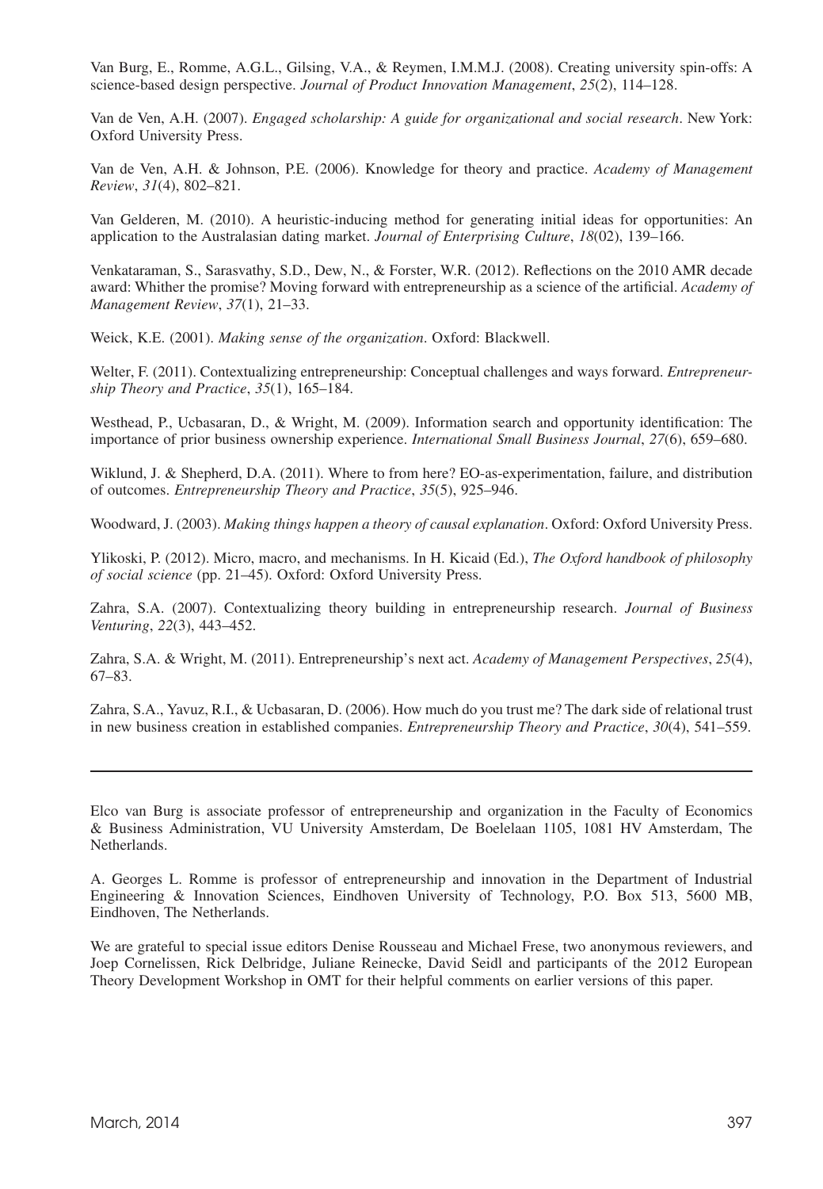Van Burg, E., Romme, A.G.L., Gilsing, V.A., & Reymen, I.M.M.J. (2008). Creating university spin-offs: A science-based design perspective. *Journal of Product Innovation Management*, *25*(2), 114–128.

Van de Ven, A.H. (2007). *Engaged scholarship: A guide for organizational and social research*. New York: Oxford University Press.

Van de Ven, A.H. & Johnson, P.E. (2006). Knowledge for theory and practice. *Academy of Management Review*, *31*(4), 802–821.

Van Gelderen, M. (2010). A heuristic-inducing method for generating initial ideas for opportunities: An application to the Australasian dating market. *Journal of Enterprising Culture*, *18*(02), 139–166.

Venkataraman, S., Sarasvathy, S.D., Dew, N., & Forster, W.R. (2012). Reflections on the 2010 AMR decade award: Whither the promise? Moving forward with entrepreneurship as a science of the artificial. *Academy of Management Review*, *37*(1), 21–33.

Weick, K.E. (2001). *Making sense of the organization*. Oxford: Blackwell.

Welter, F. (2011). Contextualizing entrepreneurship: Conceptual challenges and ways forward. *Entrepreneurship Theory and Practice*, *35*(1), 165–184.

Westhead, P., Ucbasaran, D., & Wright, M. (2009). Information search and opportunity identification: The importance of prior business ownership experience. *International Small Business Journal*, *27*(6), 659–680.

Wiklund, J. & Shepherd, D.A. (2011). Where to from here? EO-as-experimentation, failure, and distribution of outcomes. *Entrepreneurship Theory and Practice*, *35*(5), 925–946.

Woodward, J. (2003). *Making things happen a theory of causal explanation*. Oxford: Oxford University Press.

Ylikoski, P. (2012). Micro, macro, and mechanisms. In H. Kicaid (Ed.), *The Oxford handbook of philosophy of social science* (pp. 21–45). Oxford: Oxford University Press.

Zahra, S.A. (2007). Contextualizing theory building in entrepreneurship research. *Journal of Business Venturing*, *22*(3), 443–452.

Zahra, S.A. & Wright, M. (2011). Entrepreneurship's next act. *Academy of Management Perspectives*, *25*(4), 67–83.

Zahra, S.A., Yavuz, R.I., & Ucbasaran, D. (2006). How much do you trust me? The dark side of relational trust in new business creation in established companies. *Entrepreneurship Theory and Practice*, *30*(4), 541–559.

---

Elco van Burg is associate professor of entrepreneurship and organization in the Faculty of Economics & Business Administration, VU University Amsterdam, De Boelelaan 1105, 1081 HV Amsterdam, The Netherlands.

A. Georges L. Romme is professor of entrepreneurship and innovation in the Department of Industrial Engineering & Innovation Sciences, Eindhoven University of Technology, P.O. Box 513, 5600 MB, Eindhoven, The Netherlands.

We are grateful to special issue editors Denise Rousseau and Michael Frese, two anonymous reviewers, and Joep Cornelissen, Rick Delbridge, Juliane Reinecke, David Seidl and participants of the 2012 European Theory Development Workshop in OMT for their helpful comments on earlier versions of this paper.